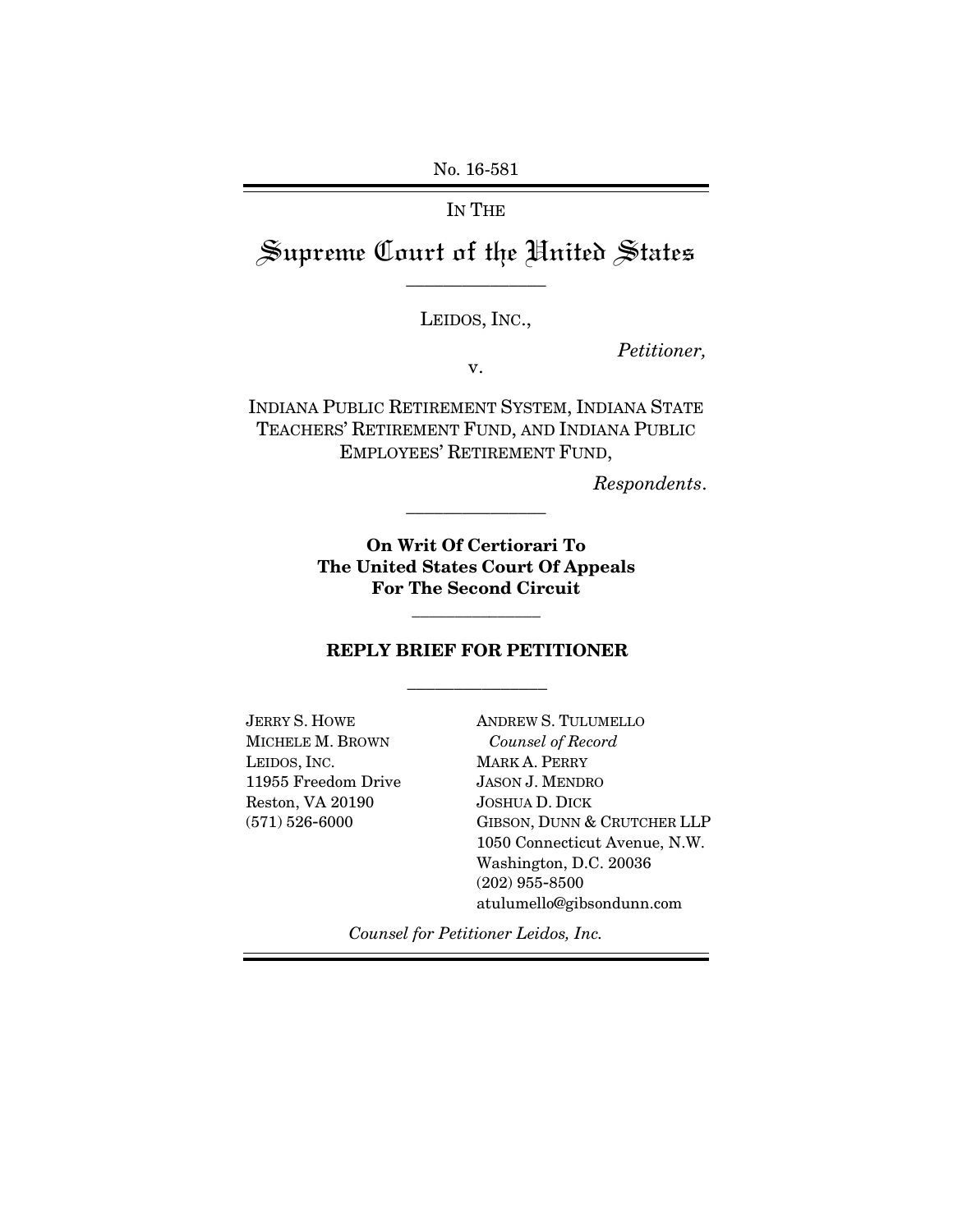No. 16-581

IN THE

# Supreme Court of the United States

LEIDOS, INC.,

*Petitioner,*

v.

INDIANA PUBLIC RETIREMENT SYSTEM, INDIANA STATE TEACHERS' RETIREMENT FUND, AND INDIANA PUBLIC EMPLOYEES' RETIREMENT FUND,

*Respondents.*

**On Writ Of Certiorari To The United States Court Of Appeals For The Second Circuit**

## REPLY BRIEF FOR PETITIONER

JERRY S. HOWE
MICHELE M. BROWN
LEIDOS, INC.
11955 Freedom Drive
Reston, VA 20190
(571) 526-6000

ANDREW S. TULUMELLO
*Counsel of Record*
MARK A. PERRY
JASON J. MENDRO
JOSHUA D. DICK
GIBSON, DUNN & CRUTCHER LLP
1050 Connecticut Avenue, N.W.
Washington, D.C. 20036
(202) 955-8500
atulumello@gibsondunn.com

*Counsel for Petitioner Leidos, Inc.*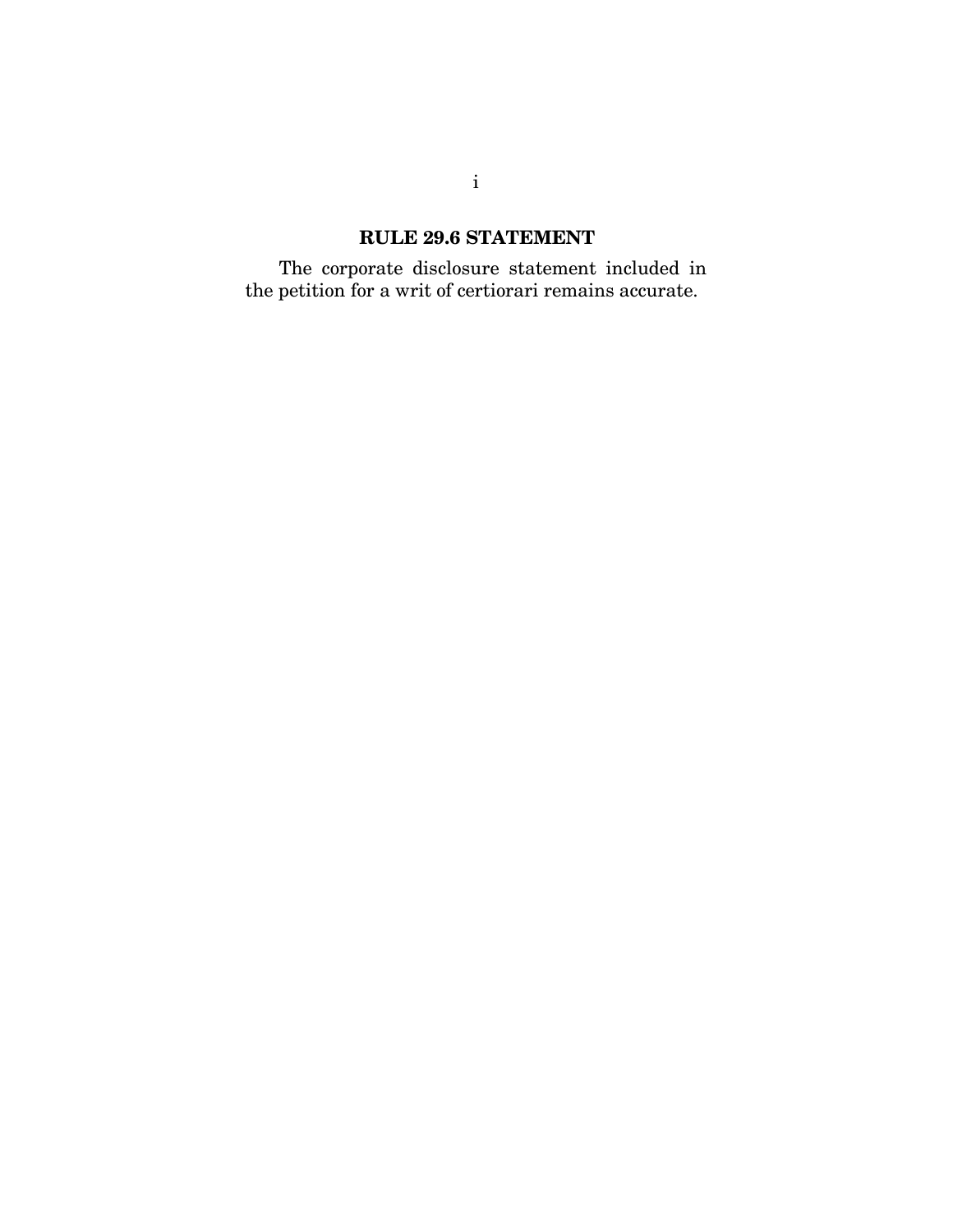## RULE 29.6 STATEMENT

The corporate disclosure statement included in the petition for a writ of certiorari remains accurate.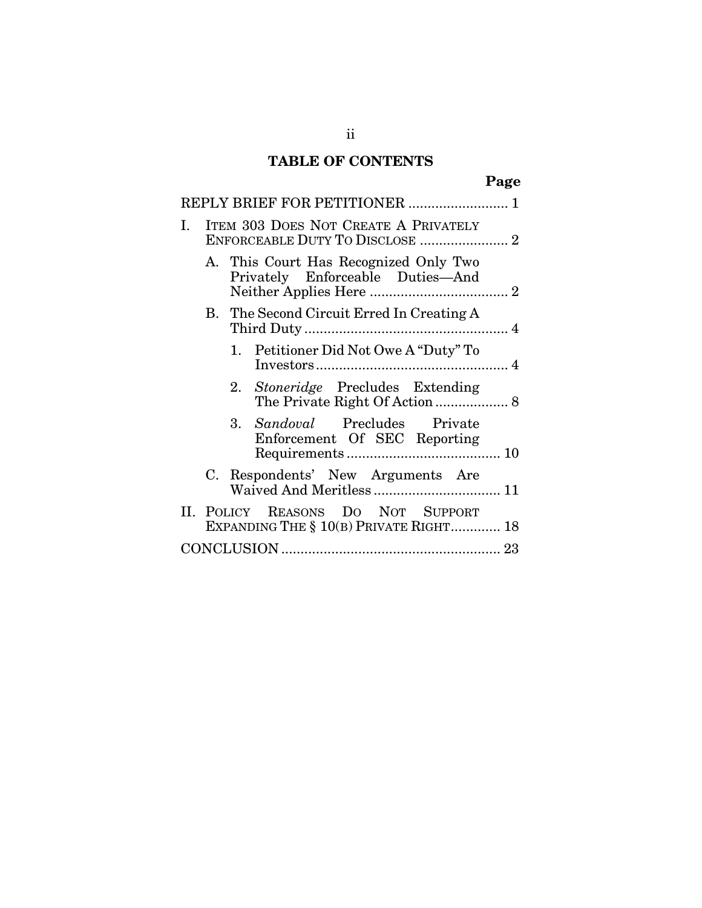## TABLE OF CONTENTS

**Page**

REPLY BRIEF FOR PETITIONER .......................... 1

I. ITEM 303 DOES NOT CREATE A PRIVATELY ENFORCEABLE DUTY TO DISCLOSE ....................... 2

   A. This Court Has Recognized Only Two Privately Enforceable Duties—And Neither Applies Here .................................... 2

   B. The Second Circuit Erred In Creating A Third Duty ..................................................... 4

      1. Petitioner Did Not Owe A "Duty" To Investors ................................................. 4

      2. *Stoneridge* Precludes Extending The Private Right Of Action ................... 8

      3. *Sandoval* Precludes Private Enforcement Of SEC Reporting Requirements ........................................ 10

   C. Respondents' New Arguments Are Waived And Meritless ................................. 11

II. POLICY REASONS DO NOT SUPPORT EXPANDING THE § 10(B) PRIVATE RIGHT............. 18

CONCLUSION ......................................................... 23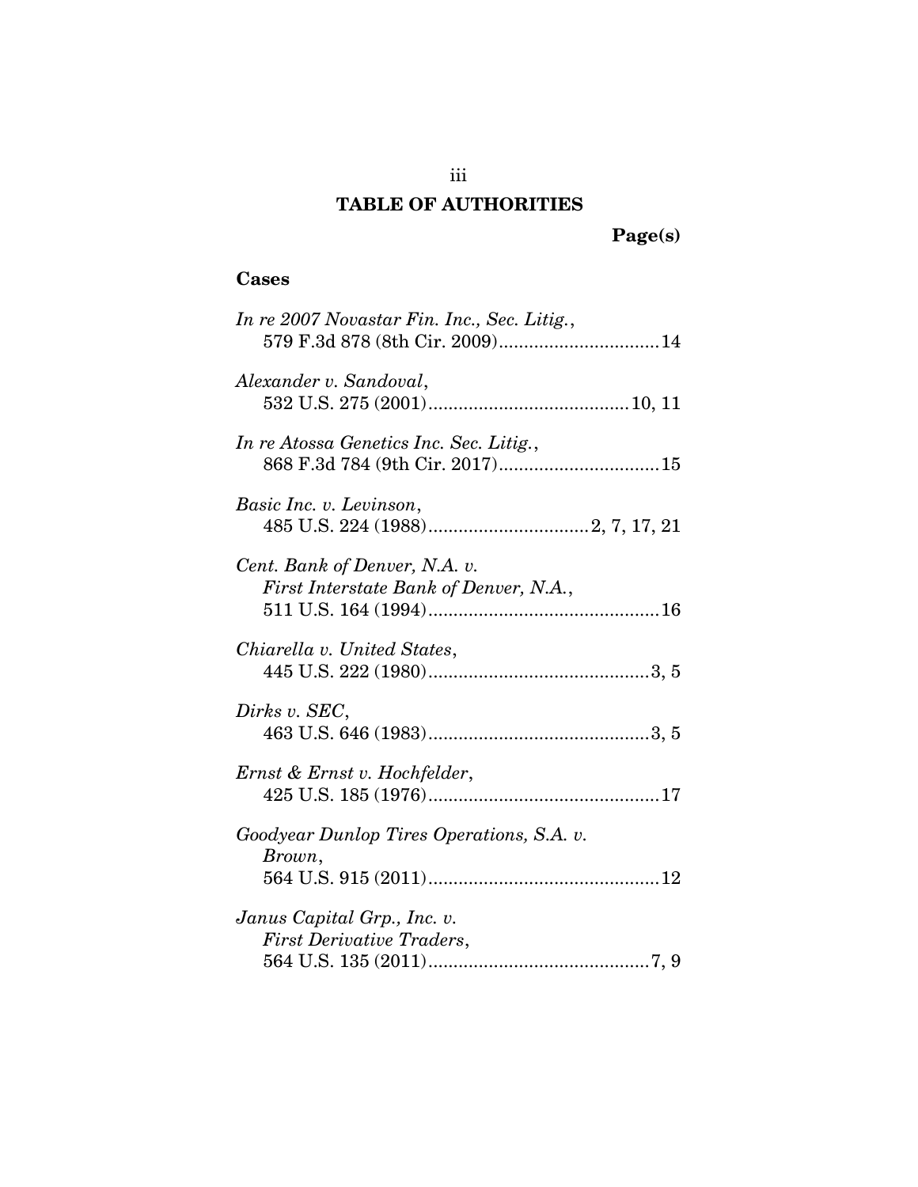# TABLE OF AUTHORITIES

**Page(s)**

## Cases

*In re 2007 Novastar Fin. Inc., Sec. Litig.*, 579 F.3d 878 (8th Cir. 2009)................................14

*Alexander v. Sandoval*, 532 U.S. 275 (2001)........................................10, 11

*In re Atossa Genetics Inc. Sec. Litig.*, 868 F.3d 784 (9th Cir. 2017)................................15

*Basic Inc. v. Levinson*, 485 U.S. 224 (1988)................................2, 7, 17, 21

*Cent. Bank of Denver, N.A. v. First Interstate Bank of Denver, N.A.*, 511 U.S. 164 (1994)..............................................16

*Chiarella v. United States*, 445 U.S. 222 (1980)............................................3, 5

*Dirks v. SEC*, 463 U.S. 646 (1983)............................................3, 5

*Ernst & Ernst v. Hochfelder*, 425 U.S. 185 (1976)..............................................17

*Goodyear Dunlop Tires Operations, S.A. v. Brown*, 564 U.S. 915 (2011)..............................................12

*Janus Capital Grp., Inc. v. First Derivative Traders*, 564 U.S. 135 (2011)............................................7, 9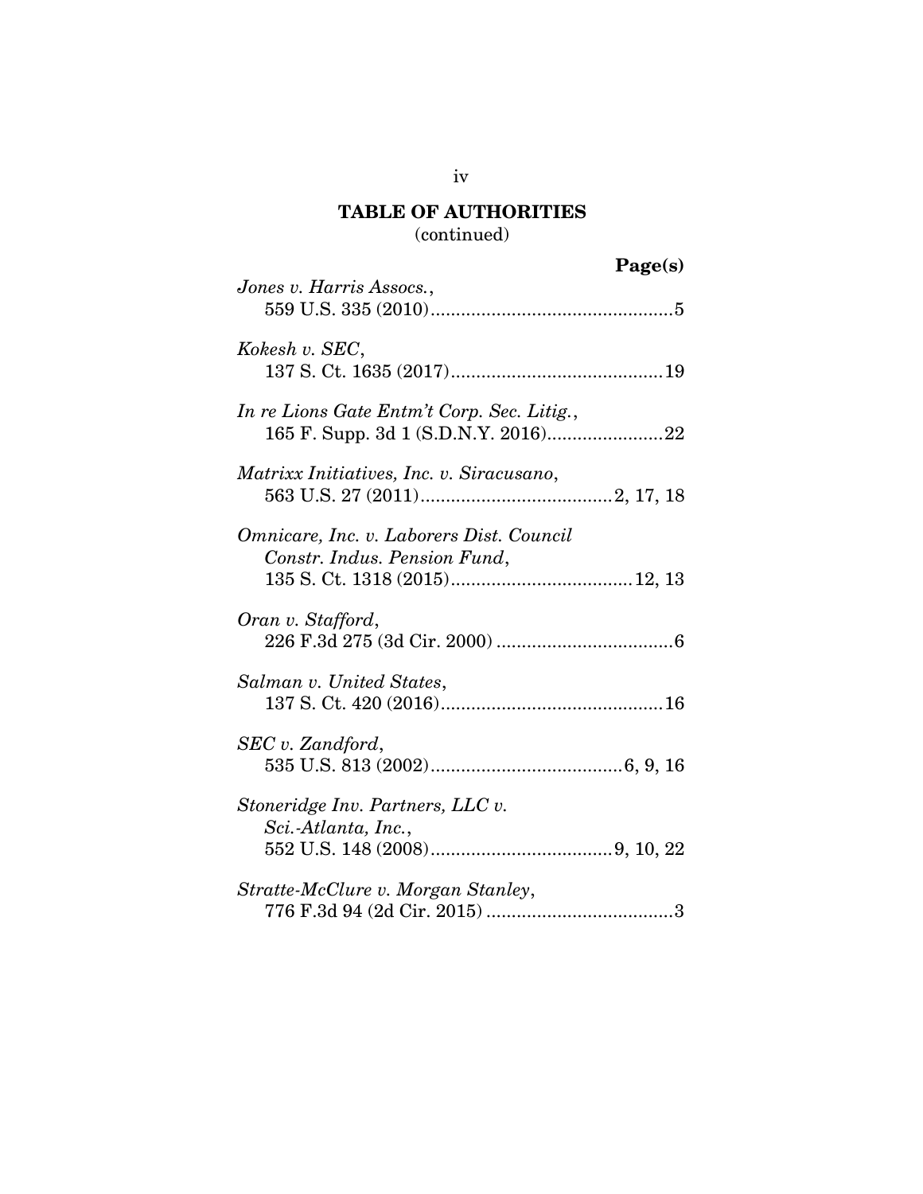## TABLE OF AUTHORITIES
(continued)

**Page(s)**

*Jones v. Harris Assocs.*,
559 U.S. 335 (2010)................................................5

*Kokesh v. SEC*,
137 S. Ct. 1635 (2017)..........................................19

*In re Lions Gate Entm't Corp. Sec. Litig.*,
165 F. Supp. 3d 1 (S.D.N.Y. 2016).......................22

*Matrixx Initiatives, Inc. v. Siracusano*,
563 U.S. 27 (2011)......................................2, 17, 18

*Omnicare, Inc. v. Laborers Dist. Council Constr. Indus. Pension Fund*,
135 S. Ct. 1318 (2015)....................................12, 13

*Oran v. Stafford*,
226 F.3d 275 (3d Cir. 2000) ...................................6

*Salman v. United States*,
137 S. Ct. 420 (2016)............................................16

*SEC v. Zandford*,
535 U.S. 813 (2002)......................................6, 9, 16

*Stoneridge Inv. Partners, LLC v. Sci.-Atlanta, Inc.*,
552 U.S. 148 (2008)....................................9, 10, 22

*Stratte-McClure v. Morgan Stanley*,
776 F.3d 94 (2d Cir. 2015) .....................................3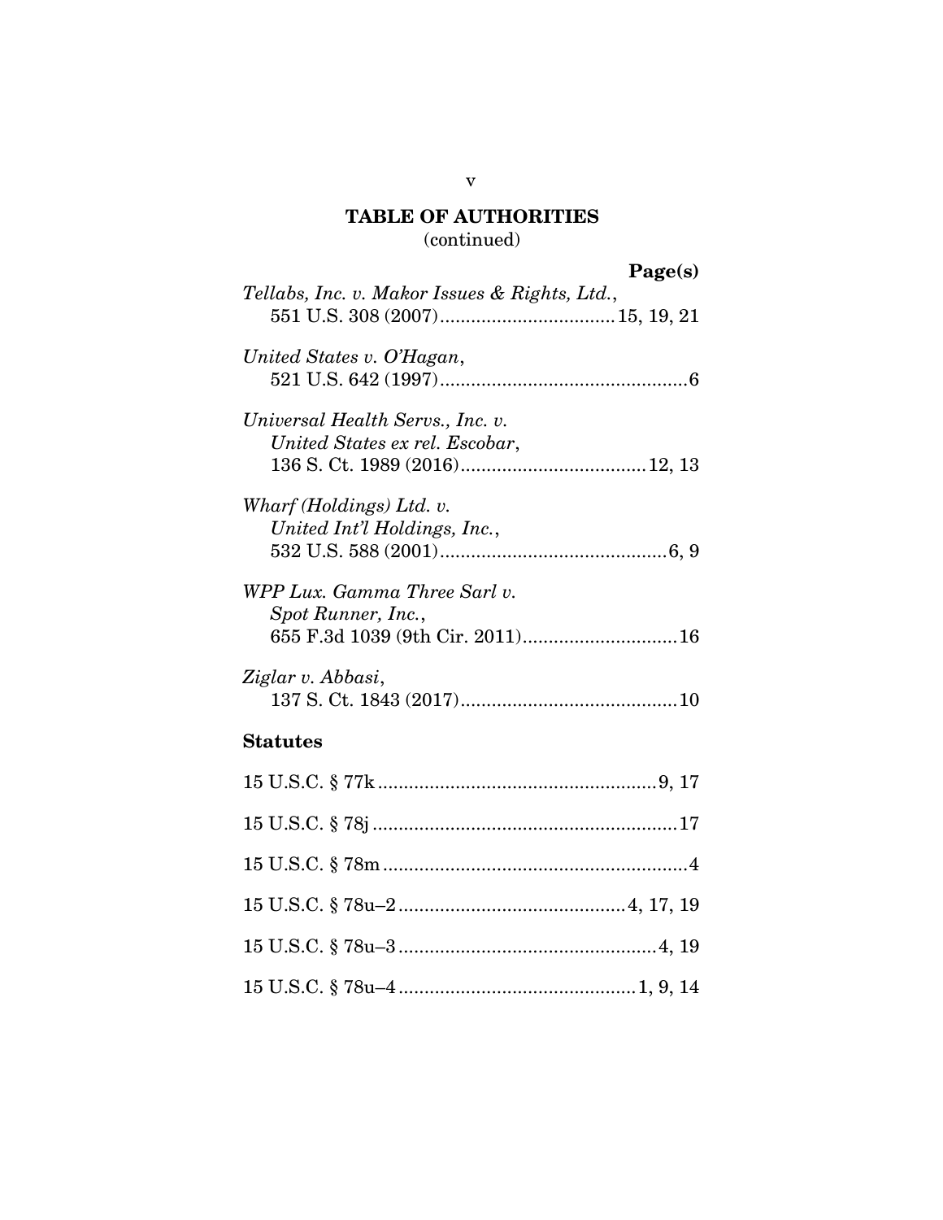## TABLE OF AUTHORITIES
(continued)

**Page(s)**

*Tellabs, Inc. v. Makor Issues & Rights, Ltd.*,
551 U.S. 308 (2007) .................................. 15, 19, 21

*United States v. O'Hagan*,
521 U.S. 642 (1997) ................................................6

*Universal Health Servs., Inc. v. United States ex rel. Escobar*,
136 S. Ct. 1989 (2016) .................................... 12, 13

*Wharf (Holdings) Ltd. v. United Int'l Holdings, Inc.*,
532 U.S. 588 (2001) ............................................ 6, 9

*WPP Lux. Gamma Three Sarl v. Spot Runner, Inc.*,
655 F.3d 1039 (9th Cir. 2011) .............................16

*Ziglar v. Abbasi*,
137 S. Ct. 1843 (2017) ..........................................10

**Statutes**

15 U.S.C. § 77k ..................................................... 9, 17

15 U.S.C. § 78j ..........................................................17

15 U.S.C. § 78m ..........................................................4

15 U.S.C. § 78u–2 ........................................... 4, 17, 19

15 U.S.C. § 78u–3 .................................................. 4, 19

15 U.S.C. § 78u–4 ............................................. 1, 9, 14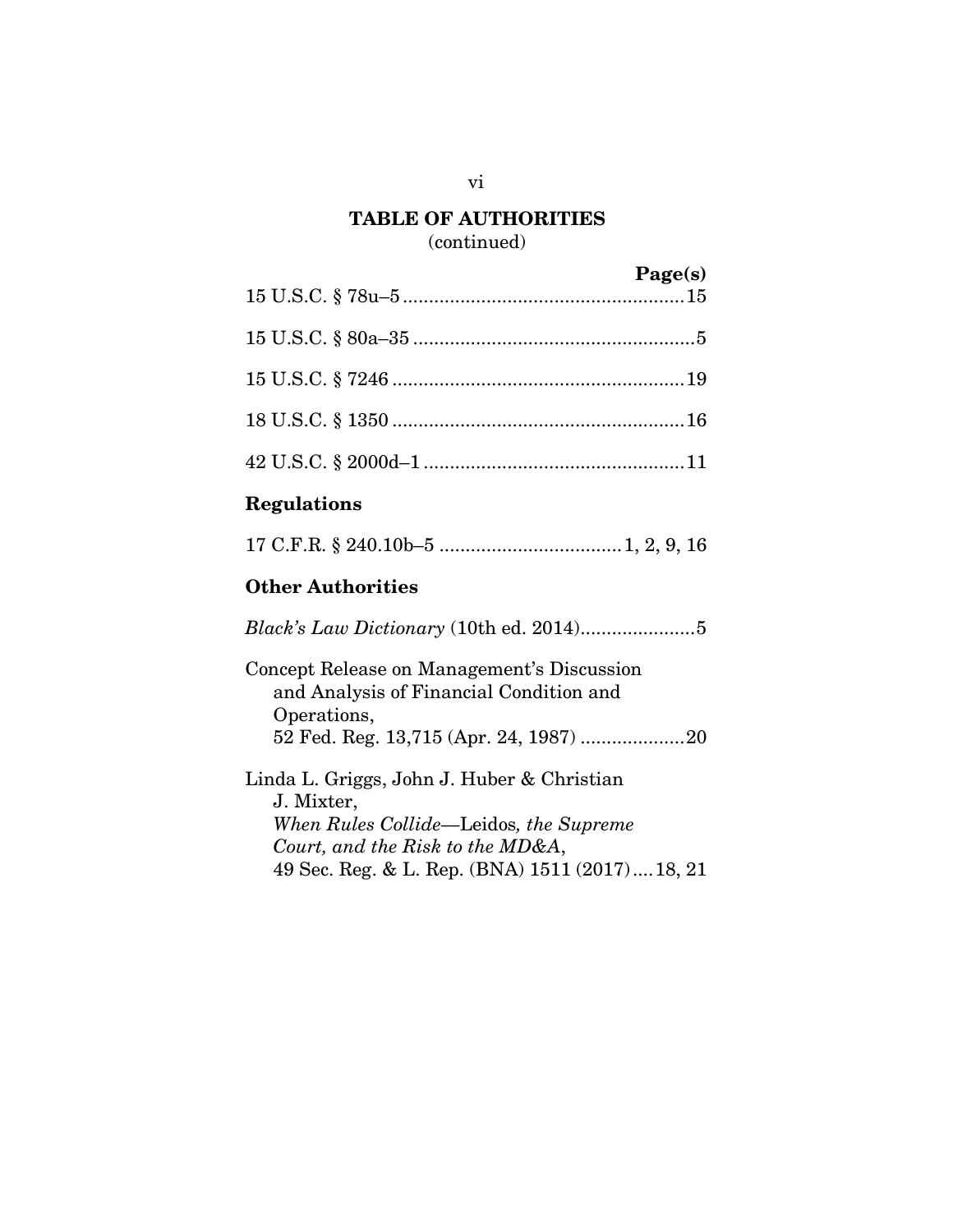## TABLE OF AUTHORITIES
(continued)

| | Page(s) |
|---|---|
| 15 U.S.C. § 78u–5 | 15 |
| 15 U.S.C. § 80a–35 | 5 |
| 15 U.S.C. § 7246 | 19 |
| 18 U.S.C. § 1350 | 16 |
| 42 U.S.C. § 2000d–1 | 11 |

### Regulations

| | |
|---|---|
| 17 C.F.R. § 240.10b–5 | 1, 2, 9, 16 |

### Other Authorities

| | |
|---|---|
| *Black's Law Dictionary* (10th ed. 2014) | 5 |
| Concept Release on Management's Discussion and Analysis of Financial Condition and Operations, 52 Fed. Reg. 13,715 (Apr. 24, 1987) | 20 |
| Linda L. Griggs, John J. Huber & Christian J. Mixter, *When Rules Collide*—Leidos*, the Supreme Court, and the Risk to the MD&A*, 49 Sec. Reg. & L. Rep. (BNA) 1511 (2017) | 18, 21 |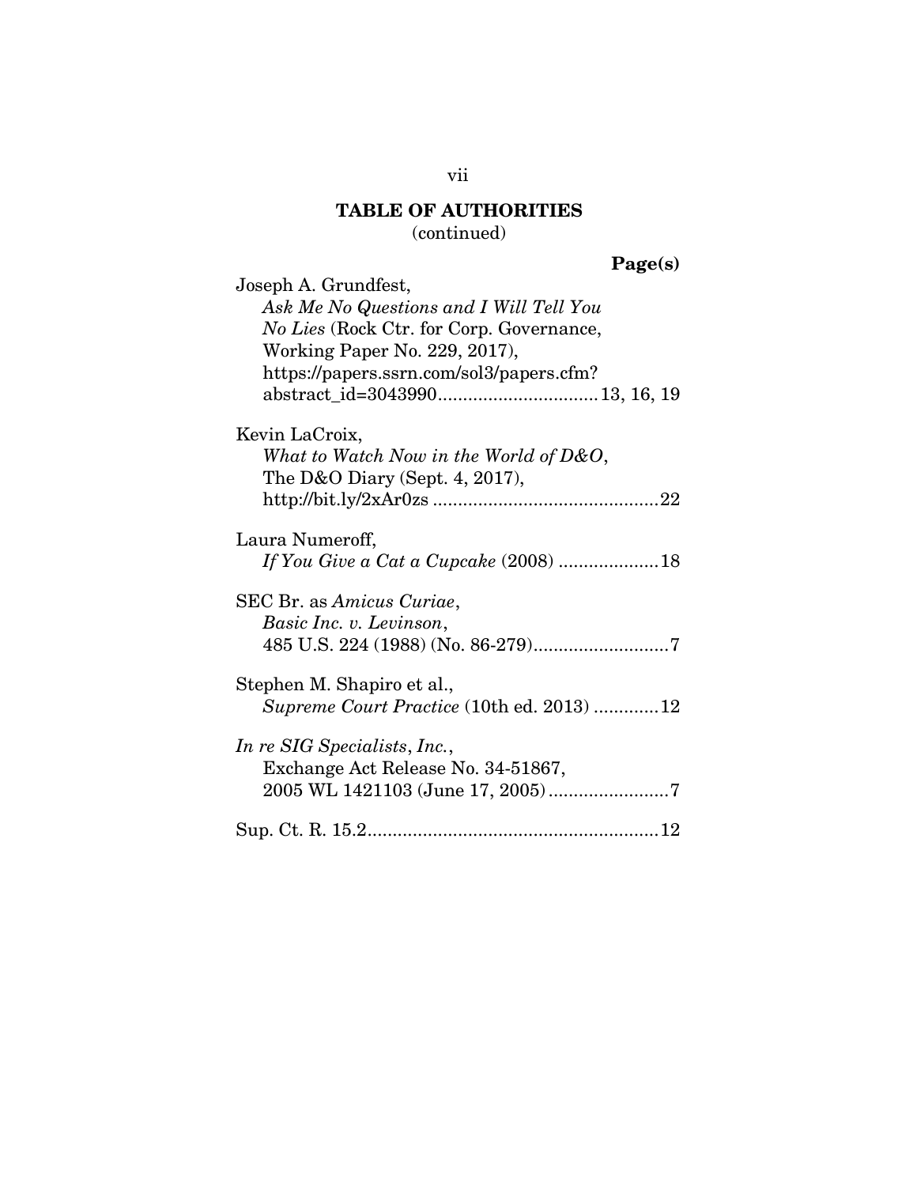## TABLE OF AUTHORITIES
(continued)

**Page(s)**

Joseph A. Grundfest,
*Ask Me No Questions and I Will Tell You No Lies* (Rock Ctr. for Corp. Governance, Working Paper No. 229, 2017), https://papers.ssrn.com/sol3/papers.cfm?abstract_id=3043990 ................................ 13, 16, 19

Kevin LaCroix,
*What to Watch Now in the World of D&O*, The D&O Diary (Sept. 4, 2017), http://bit.ly/2xAr0zs ............................................ 22

Laura Numeroff,
*If You Give a Cat a Cupcake* (2008) .................... 18

SEC Br. as *Amicus Curiae*,
*Basic Inc. v. Levinson*, 485 U.S. 224 (1988) (No. 86-279) ........................... 7

Stephen M. Shapiro et al.,
*Supreme Court Practice* (10th ed. 2013) ............. 12

*In re SIG Specialists*, *Inc.*,
Exchange Act Release No. 34-51867, 2005 WL 1421103 (June 17, 2005) ........................ 7

Sup. Ct. R. 15.2 .......................................................... 12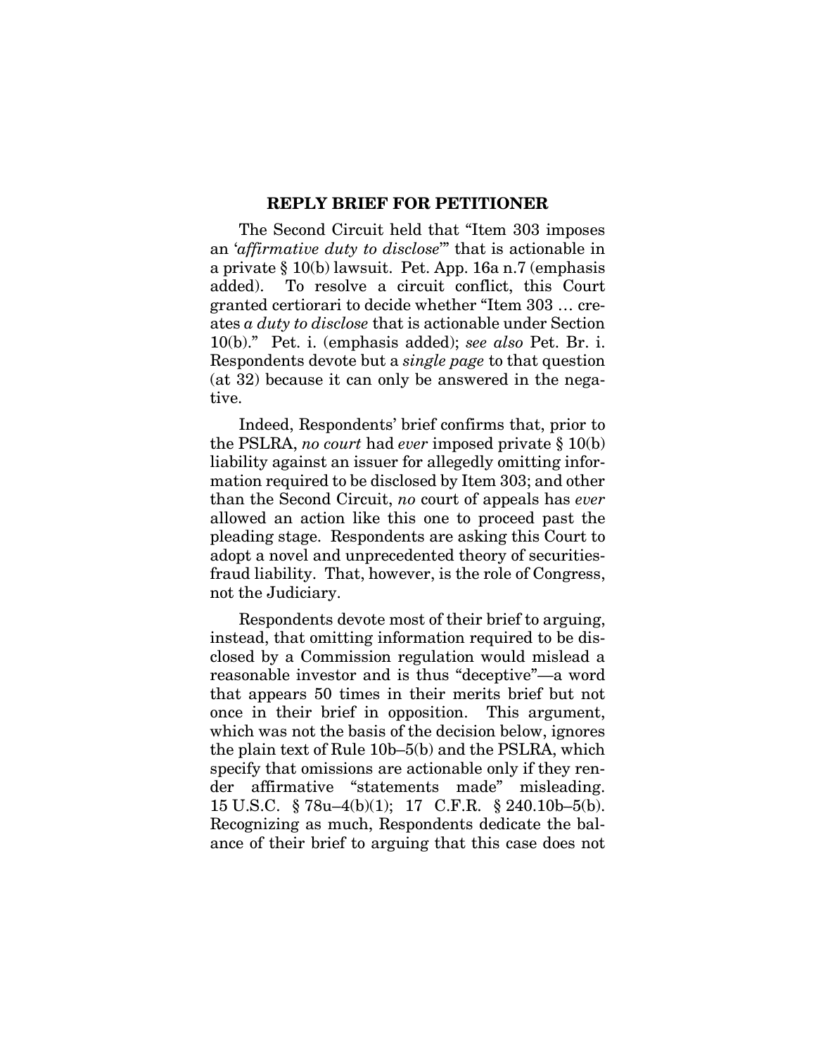# REPLY BRIEF FOR PETITIONER

The Second Circuit held that "Item 303 imposes an '*affirmative duty to disclose*'" that is actionable in a private § 10(b) lawsuit. Pet. App. 16a n.7 (emphasis added). To resolve a circuit conflict, this Court granted certiorari to decide whether "Item 303 … creates *a duty to disclose* that is actionable under Section 10(b)." Pet. i. (emphasis added); *see also* Pet. Br. i. Respondents devote but a *single page* to that question (at 32) because it can only be answered in the negative.

Indeed, Respondents' brief confirms that, prior to the PSLRA, *no court* had *ever* imposed private § 10(b) liability against an issuer for allegedly omitting information required to be disclosed by Item 303; and other than the Second Circuit, *no* court of appeals has *ever* allowed an action like this one to proceed past the pleading stage. Respondents are asking this Court to adopt a novel and unprecedented theory of securities-fraud liability. That, however, is the role of Congress, not the Judiciary.

Respondents devote most of their brief to arguing, instead, that omitting information required to be disclosed by a Commission regulation would mislead a reasonable investor and is thus "deceptive"—a word that appears 50 times in their merits brief but not once in their brief in opposition. This argument, which was not the basis of the decision below, ignores the plain text of Rule 10b–5(b) and the PSLRA, which specify that omissions are actionable only if they render affirmative "statements made" misleading. 15 U.S.C. § 78u–4(b)(1); 17 C.F.R. § 240.10b–5(b). Recognizing as much, Respondents dedicate the balance of their brief to arguing that this case does not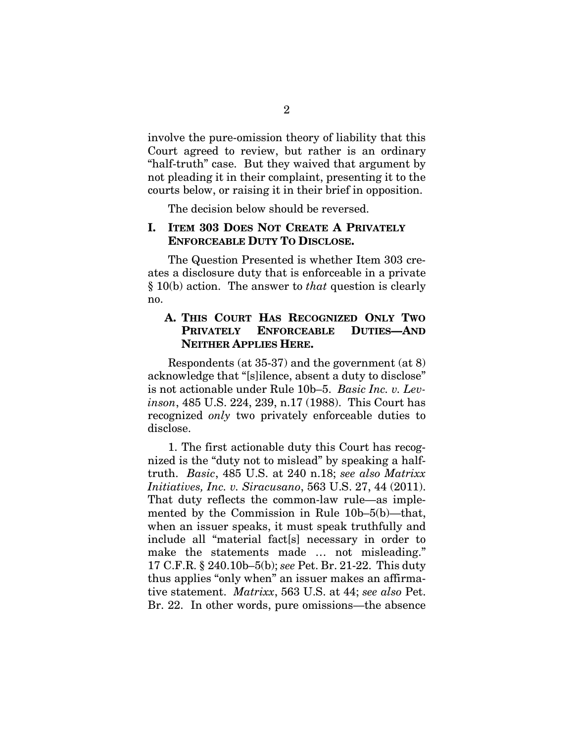involve the pure-omission theory of liability that this Court agreed to review, but rather is an ordinary "half-truth" case. But they waived that argument by not pleading it in their complaint, presenting it to the courts below, or raising it in their brief in opposition.

The decision below should be reversed.

## I. ITEM 303 DOES NOT CREATE A PRIVATELY ENFORCEABLE DUTY TO DISCLOSE.

The Question Presented is whether Item 303 creates a disclosure duty that is enforceable in a private § 10(b) action. The answer to *that* question is clearly no.

### A. THIS COURT HAS RECOGNIZED ONLY TWO PRIVATELY ENFORCEABLE DUTIES—AND NEITHER APPLIES HERE.

Respondents (at 35-37) and the government (at 8) acknowledge that "[s]ilence, absent a duty to disclose" is not actionable under Rule 10b–5. *Basic Inc. v. Levinson*, 485 U.S. 224, 239, n.17 (1988). This Court has recognized *only* two privately enforceable duties to disclose.

1. The first actionable duty this Court has recognized is the "duty not to mislead" by speaking a half-truth. *Basic*, 485 U.S. at 240 n.18; *see also Matrixx Initiatives, Inc. v. Siracusano*, 563 U.S. 27, 44 (2011). That duty reflects the common-law rule—as implemented by the Commission in Rule 10b–5(b)—that, when an issuer speaks, it must speak truthfully and include all "material fact[s] necessary in order to make the statements made … not misleading." 17 C.F.R. § 240.10b–5(b); *see* Pet. Br. 21-22. This duty thus applies "only when" an issuer makes an affirmative statement. *Matrixx*, 563 U.S. at 44; *see also* Pet. Br. 22. In other words, pure omissions—the absence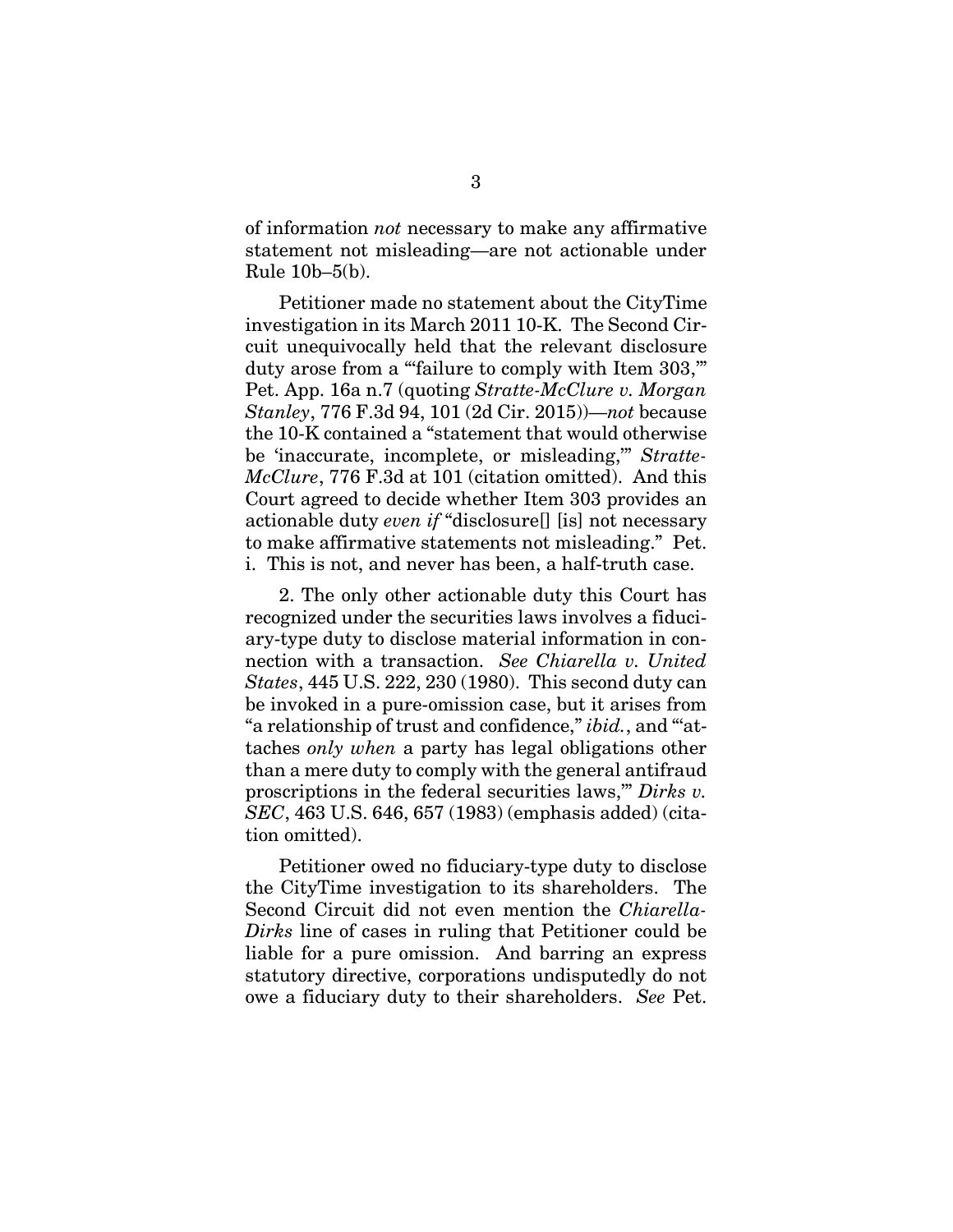of information *not* necessary to make any affirmative statement not misleading—are not actionable under Rule 10b–5(b).

Petitioner made no statement about the CityTime investigation in its March 2011 10-K. The Second Circuit unequivocally held that the relevant disclosure duty arose from a "'failure to comply with Item 303,'" Pet. App. 16a n.7 (quoting *Stratte-McClure v. Morgan Stanley*, 776 F.3d 94, 101 (2d Cir. 2015))—*not* because the 10-K contained a "statement that would otherwise be 'inaccurate, incomplete, or misleading,'" *Stratte-McClure*, 776 F.3d at 101 (citation omitted). And this Court agreed to decide whether Item 303 provides an actionable duty *even if* "disclosure[] [is] not necessary to make affirmative statements not misleading." Pet. i. This is not, and never has been, a half-truth case.

2. The only other actionable duty this Court has recognized under the securities laws involves a fiduciary-type duty to disclose material information in connection with a transaction. *See Chiarella v. United States*, 445 U.S. 222, 230 (1980). This second duty can be invoked in a pure-omission case, but it arises from "a relationship of trust and confidence," *ibid.*, and "'attaches *only when* a party has legal obligations other than a mere duty to comply with the general antifraud proscriptions in the federal securities laws,'" *Dirks v. SEC*, 463 U.S. 646, 657 (1983) (emphasis added) (citation omitted).

Petitioner owed no fiduciary-type duty to disclose the CityTime investigation to its shareholders. The Second Circuit did not even mention the *Chiarella-Dirks* line of cases in ruling that Petitioner could be liable for a pure omission. And barring an express statutory directive, corporations undisputedly do not owe a fiduciary duty to their shareholders. *See* Pet.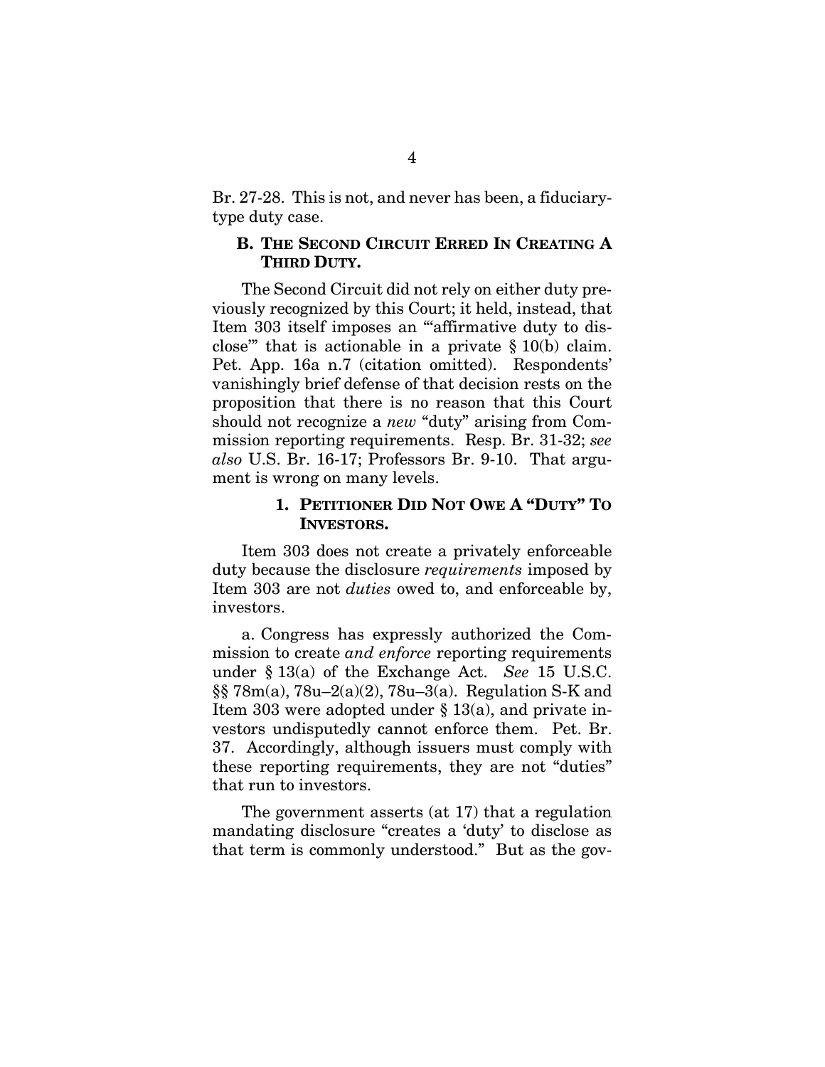Br. 27-28. This is not, and never has been, a fiduciary-type duty case.

### B. The Second Circuit Erred In Creating A Third Duty.

The Second Circuit did not rely on either duty previously recognized by this Court; it held, instead, that Item 303 itself imposes an "'affirmative duty to disclose'" that is actionable in a private § 10(b) claim. Pet. App. 16a n.7 (citation omitted). Respondents' vanishingly brief defense of that decision rests on the proposition that there is no reason that this Court should not recognize a *new* "duty" arising from Commission reporting requirements. Resp. Br. 31-32; *see also* U.S. Br. 16-17; Professors Br. 9-10. That argument is wrong on many levels.

#### 1. Petitioner Did Not Owe A "Duty" To Investors.

Item 303 does not create a privately enforceable duty because the disclosure *requirements* imposed by Item 303 are not *duties* owed to, and enforceable by, investors.

a. Congress has expressly authorized the Commission to create *and enforce* reporting requirements under § 13(a) of the Exchange Act. *See* 15 U.S.C. §§ 78m(a), 78u–2(a)(2), 78u–3(a). Regulation S-K and Item 303 were adopted under § 13(a), and private investors undisputedly cannot enforce them. Pet. Br. 37. Accordingly, although issuers must comply with these reporting requirements, they are not "duties" that run to investors.

The government asserts (at 17) that a regulation mandating disclosure "creates a 'duty' to disclose as that term is commonly understood." But as the gov-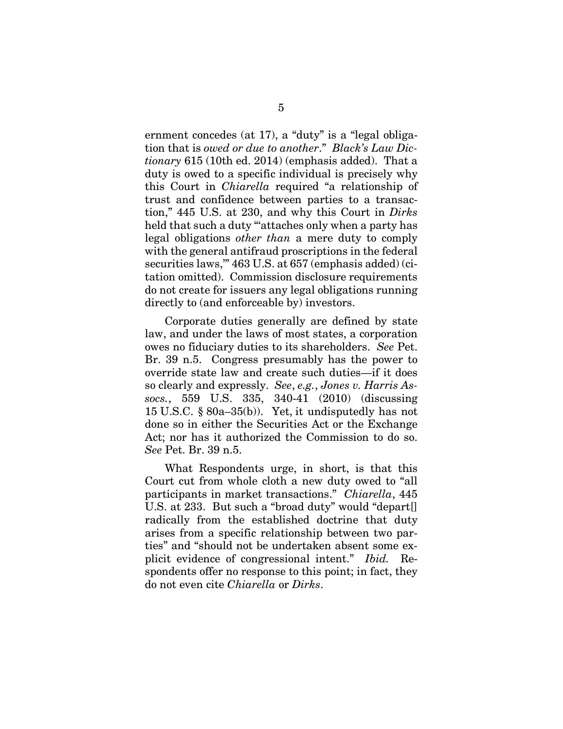ernment concedes (at 17), a "duty" is a "legal obligation that is *owed or due to another*." *Black's Law Dictionary* 615 (10th ed. 2014) (emphasis added). That a duty is owed to a specific individual is precisely why this Court in *Chiarella* required "a relationship of trust and confidence between parties to a transaction," 445 U.S. at 230, and why this Court in *Dirks* held that such a duty "'attaches only when a party has legal obligations *other than* a mere duty to comply with the general antifraud proscriptions in the federal securities laws,'" 463 U.S. at 657 (emphasis added) (citation omitted). Commission disclosure requirements do not create for issuers any legal obligations running directly to (and enforceable by) investors.

Corporate duties generally are defined by state law, and under the laws of most states, a corporation owes no fiduciary duties to its shareholders. *See* Pet. Br. 39 n.5. Congress presumably has the power to override state law and create such duties—if it does so clearly and expressly. *See*, *e.g.*, *Jones v. Harris Assocs.*, 559 U.S. 335, 340-41 (2010) (discussing 15 U.S.C. § 80a–35(b)). Yet, it undisputedly has not done so in either the Securities Act or the Exchange Act; nor has it authorized the Commission to do so. *See* Pet. Br. 39 n.5.

What Respondents urge, in short, is that this Court cut from whole cloth a new duty owed to "all participants in market transactions." *Chiarella*, 445 U.S. at 233. But such a "broad duty" would "depart[] radically from the established doctrine that duty arises from a specific relationship between two parties" and "should not be undertaken absent some explicit evidence of congressional intent." *Ibid.* Respondents offer no response to this point; in fact, they do not even cite *Chiarella* or *Dirks*.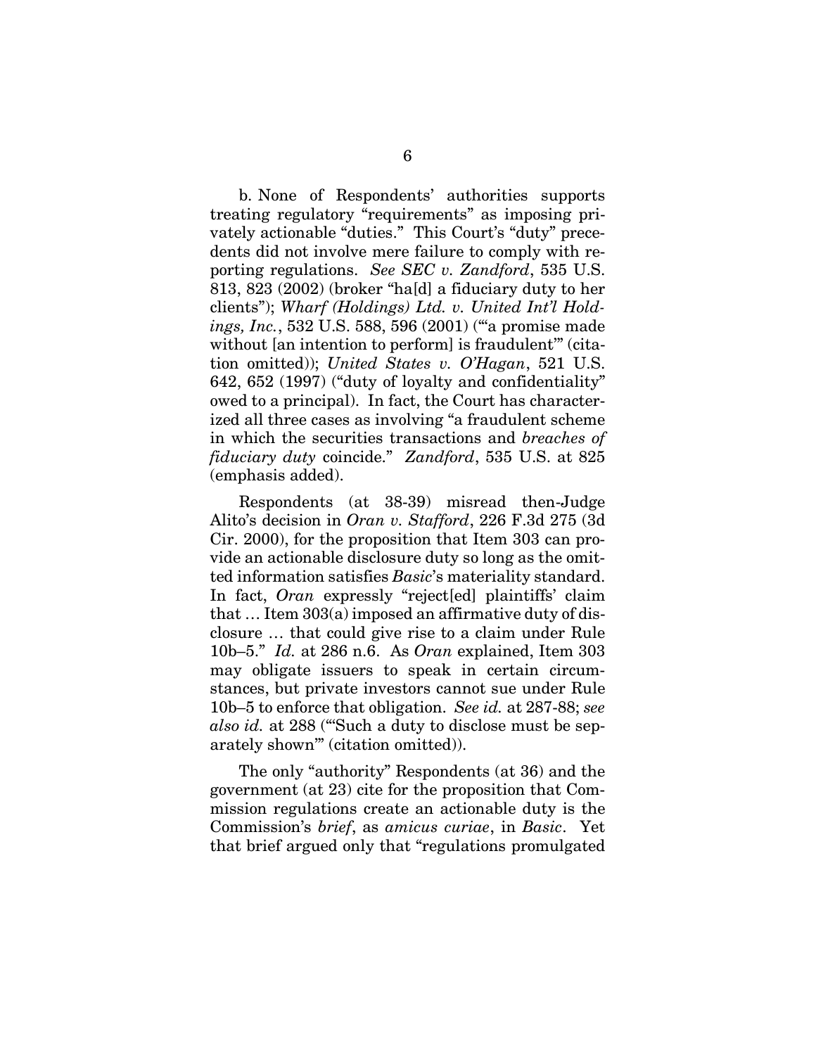b. None of Respondents' authorities supports treating regulatory "requirements" as imposing privately actionable "duties." This Court's "duty" precedents did not involve mere failure to comply with reporting regulations. *See SEC v. Zandford*, 535 U.S. 813, 823 (2002) (broker "ha[d] a fiduciary duty to her clients"); *Wharf (Holdings) Ltd. v. United Int'l Holdings, Inc.*, 532 U.S. 588, 596 (2001) ("'a promise made without [an intention to perform] is fraudulent'" (citation omitted)); *United States v. O'Hagan*, 521 U.S. 642, 652 (1997) ("duty of loyalty and confidentiality" owed to a principal). In fact, the Court has characterized all three cases as involving "a fraudulent scheme in which the securities transactions and *breaches of fiduciary duty* coincide." *Zandford*, 535 U.S. at 825 (emphasis added).

Respondents (at 38-39) misread then-Judge Alito's decision in *Oran v. Stafford*, 226 F.3d 275 (3d Cir. 2000), for the proposition that Item 303 can provide an actionable disclosure duty so long as the omitted information satisfies *Basic*'s materiality standard. In fact, *Oran* expressly "reject[ed] plaintiffs' claim that … Item 303(a) imposed an affirmative duty of disclosure … that could give rise to a claim under Rule 10b–5." *Id.* at 286 n.6. As *Oran* explained, Item 303 may obligate issuers to speak in certain circumstances, but private investors cannot sue under Rule 10b–5 to enforce that obligation. *See id.* at 287-88; *see also id.* at 288 ("'Such a duty to disclose must be separately shown'" (citation omitted)).

The only "authority" Respondents (at 36) and the government (at 23) cite for the proposition that Commission regulations create an actionable duty is the Commission's *brief*, as *amicus curiae*, in *Basic*. Yet that brief argued only that "regulations promulgated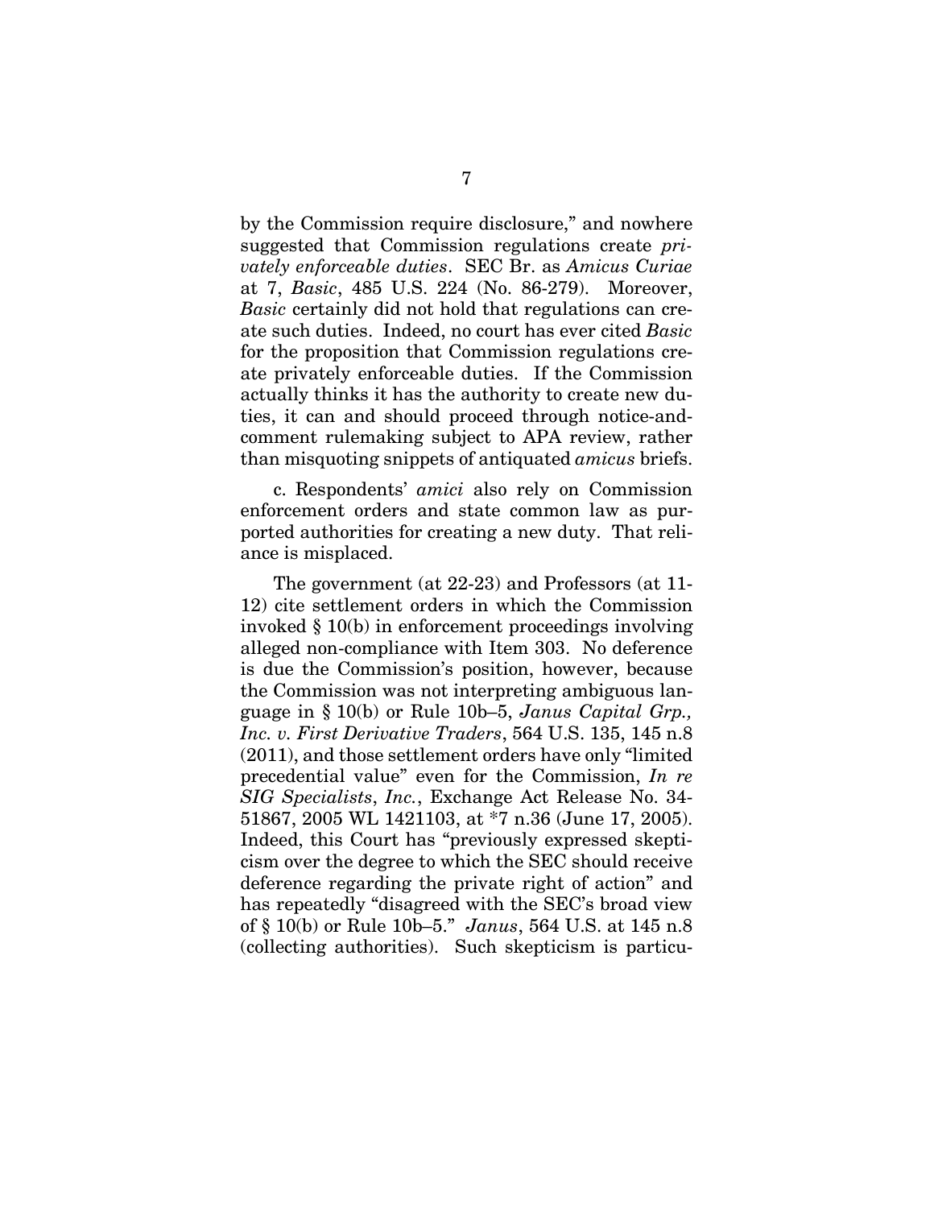by the Commission require disclosure," and nowhere suggested that Commission regulations create *privately enforceable duties*. SEC Br. as *Amicus Curiae* at 7, *Basic*, 485 U.S. 224 (No. 86-279). Moreover, *Basic* certainly did not hold that regulations can create such duties. Indeed, no court has ever cited *Basic* for the proposition that Commission regulations create privately enforceable duties. If the Commission actually thinks it has the authority to create new duties, it can and should proceed through notice-and-comment rulemaking subject to APA review, rather than misquoting snippets of antiquated *amicus* briefs.

c. Respondents' *amici* also rely on Commission enforcement orders and state common law as purported authorities for creating a new duty. That reliance is misplaced.

The government (at 22-23) and Professors (at 11-12) cite settlement orders in which the Commission invoked § 10(b) in enforcement proceedings involving alleged non-compliance with Item 303. No deference is due the Commission's position, however, because the Commission was not interpreting ambiguous language in § 10(b) or Rule 10b–5, *Janus Capital Grp., Inc. v. First Derivative Traders*, 564 U.S. 135, 145 n.8 (2011), and those settlement orders have only "limited precedential value" even for the Commission, *In re SIG Specialists*, *Inc.*, Exchange Act Release No. 34-51867, 2005 WL 1421103, at *7 n.36 (June 17, 2005). Indeed, this Court has "previously expressed skepticism over the degree to which the SEC should receive deference regarding the private right of action" and has repeatedly "disagreed with the SEC's broad view of § 10(b) or Rule 10b–5." *Janus*, 564 U.S. at 145 n.8 (collecting authorities). Such skepticism is particu-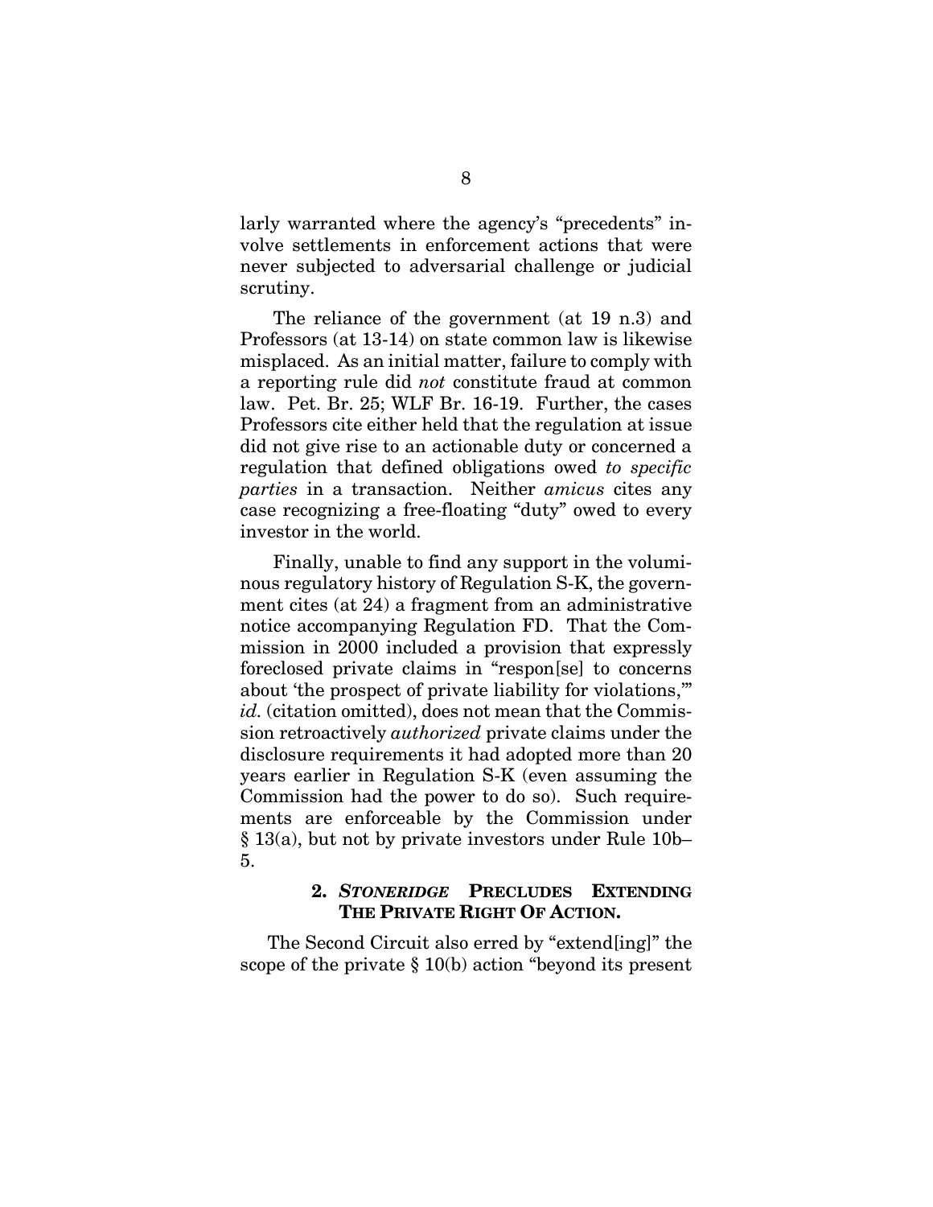larly warranted where the agency's "precedents" involve settlements in enforcement actions that were never subjected to adversarial challenge or judicial scrutiny.

The reliance of the government (at 19 n.3) and Professors (at 13-14) on state common law is likewise misplaced. As an initial matter, failure to comply with a reporting rule did *not* constitute fraud at common law. Pet. Br. 25; WLF Br. 16-19. Further, the cases Professors cite either held that the regulation at issue did not give rise to an actionable duty or concerned a regulation that defined obligations owed *to specific parties* in a transaction. Neither *amicus* cites any case recognizing a free-floating "duty" owed to every investor in the world.

Finally, unable to find any support in the voluminous regulatory history of Regulation S-K, the government cites (at 24) a fragment from an administrative notice accompanying Regulation FD. That the Commission in 2000 included a provision that expressly foreclosed private claims in "respon[se] to concerns about 'the prospect of private liability for violations,'" *id.* (citation omitted), does not mean that the Commission retroactively *authorized* private claims under the disclosure requirements it had adopted more than 20 years earlier in Regulation S-K (even assuming the Commission had the power to do so). Such requirements are enforceable by the Commission under § 13(a), but not by private investors under Rule 10b–5.

### 2. *STONERIDGE* PRECLUDES EXTENDING THE PRIVATE RIGHT OF ACTION.

The Second Circuit also erred by "extend[ing]" the scope of the private § 10(b) action "beyond its present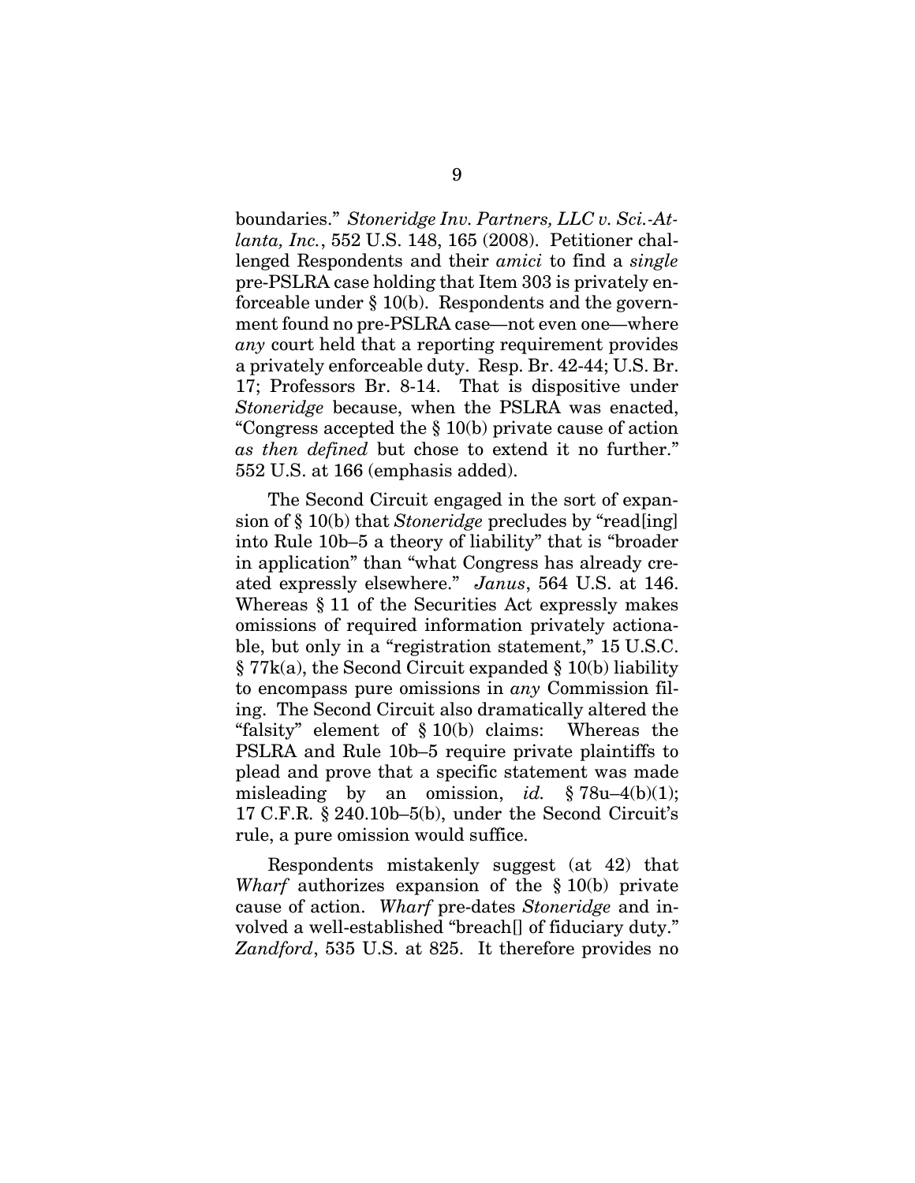boundaries." *Stoneridge Inv. Partners, LLC v. Sci.-Atlanta, Inc.*, 552 U.S. 148, 165 (2008). Petitioner challenged Respondents and their *amici* to find a *single* pre-PSLRA case holding that Item 303 is privately enforceable under § 10(b). Respondents and the government found no pre-PSLRA case—not even one—where *any* court held that a reporting requirement provides a privately enforceable duty. Resp. Br. 42-44; U.S. Br. 17; Professors Br. 8-14. That is dispositive under *Stoneridge* because, when the PSLRA was enacted, "Congress accepted the § 10(b) private cause of action *as then defined* but chose to extend it no further." 552 U.S. at 166 (emphasis added).

The Second Circuit engaged in the sort of expansion of § 10(b) that *Stoneridge* precludes by "read[ing] into Rule 10b–5 a theory of liability" that is "broader in application" than "what Congress has already created expressly elsewhere." *Janus*, 564 U.S. at 146. Whereas § 11 of the Securities Act expressly makes omissions of required information privately actionable, but only in a "registration statement," 15 U.S.C. § 77k(a), the Second Circuit expanded § 10(b) liability to encompass pure omissions in *any* Commission filing. The Second Circuit also dramatically altered the "falsity" element of § 10(b) claims: Whereas the PSLRA and Rule 10b–5 require private plaintiffs to plead and prove that a specific statement was made misleading by an omission, *id.* § 78u–4(b)(1); 17 C.F.R. § 240.10b–5(b), under the Second Circuit's rule, a pure omission would suffice.

Respondents mistakenly suggest (at 42) that *Wharf* authorizes expansion of the § 10(b) private cause of action. *Wharf* pre-dates *Stoneridge* and involved a well-established "breach[] of fiduciary duty." *Zandford*, 535 U.S. at 825. It therefore provides no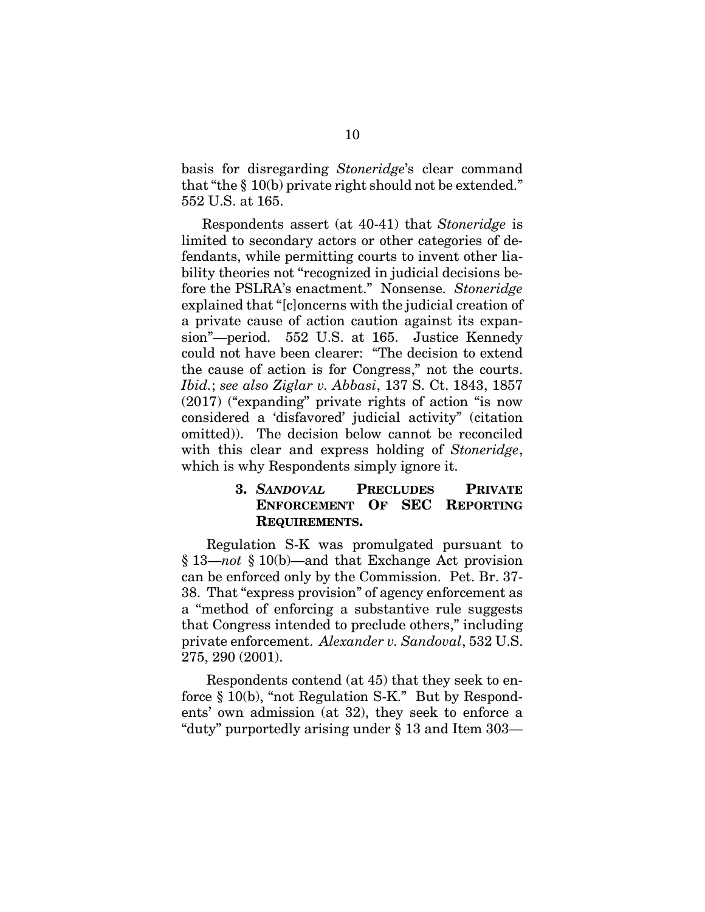basis for disregarding *Stoneridge*'s clear command that "the § 10(b) private right should not be extended." 552 U.S. at 165.

Respondents assert (at 40-41) that *Stoneridge* is limited to secondary actors or other categories of defendants, while permitting courts to invent other liability theories not "recognized in judicial decisions before the PSLRA's enactment." Nonsense. *Stoneridge* explained that "[c]oncerns with the judicial creation of a private cause of action caution against its expansion"—period. 552 U.S. at 165. Justice Kennedy could not have been clearer: "The decision to extend the cause of action is for Congress," not the courts. *Ibid.*; *see also Ziglar v. Abbasi*, 137 S. Ct. 1843, 1857 (2017) ("expanding" private rights of action "is now considered a 'disfavored' judicial activity" (citation omitted)). The decision below cannot be reconciled with this clear and express holding of *Stoneridge*, which is why Respondents simply ignore it.

### 3. *SANDOVAL* PRECLUDES PRIVATE ENFORCEMENT OF SEC REPORTING REQUIREMENTS.

Regulation S-K was promulgated pursuant to § 13—*not* § 10(b)—and that Exchange Act provision can be enforced only by the Commission. Pet. Br. 37-38. That "express provision" of agency enforcement as a "method of enforcing a substantive rule suggests that Congress intended to preclude others," including private enforcement. *Alexander v. Sandoval*, 532 U.S. 275, 290 (2001).

Respondents contend (at 45) that they seek to enforce § 10(b), "not Regulation S-K." But by Respondents' own admission (at 32), they seek to enforce a "duty" purportedly arising under § 13 and Item 303—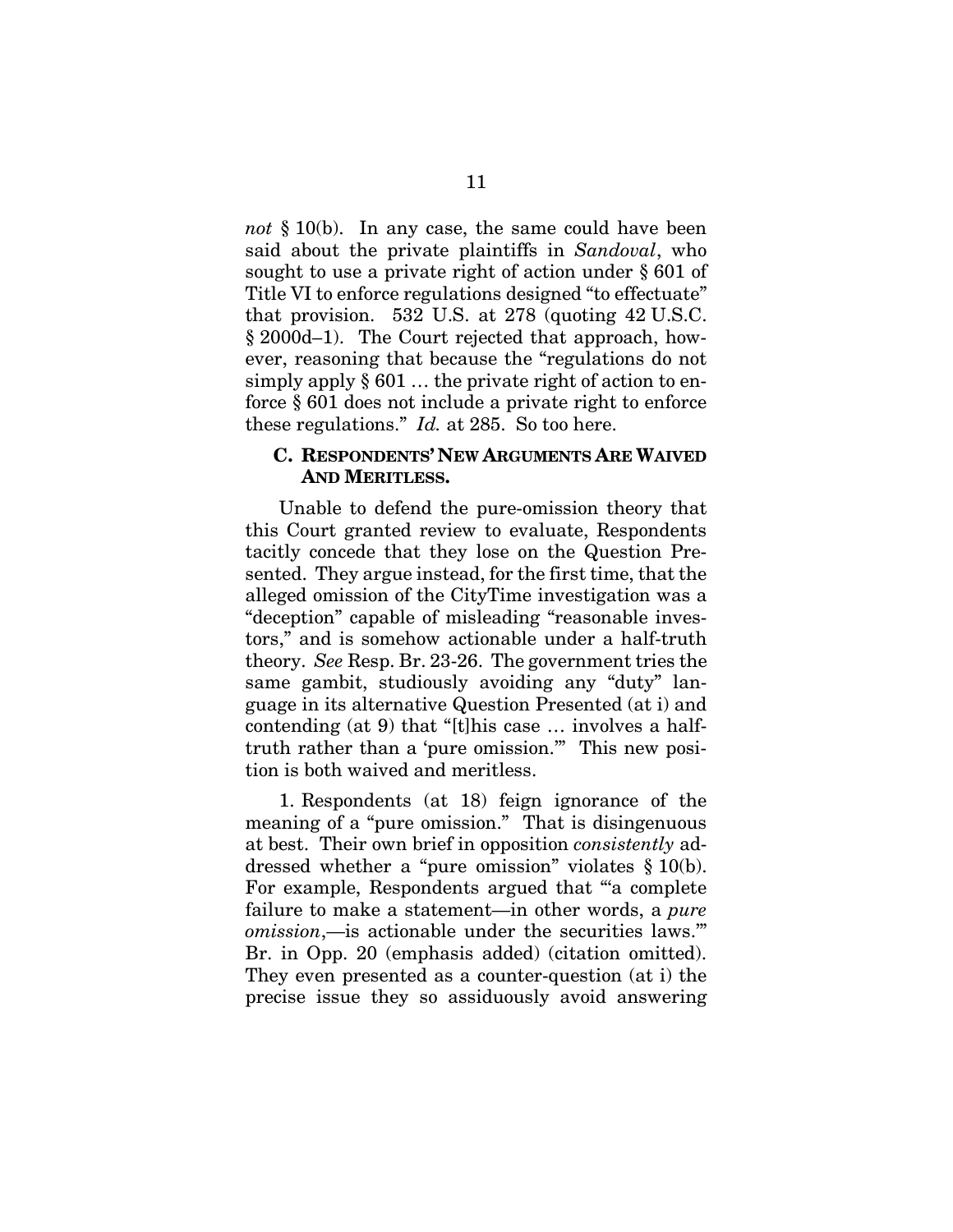*not* § 10(b). In any case, the same could have been said about the private plaintiffs in *Sandoval*, who sought to use a private right of action under § 601 of Title VI to enforce regulations designed "to effectuate" that provision. 532 U.S. at 278 (quoting 42 U.S.C. § 2000d–1). The Court rejected that approach, however, reasoning that because the "regulations do not simply apply § 601 … the private right of action to enforce § 601 does not include a private right to enforce these regulations." *Id.* at 285. So too here.

### C. RESPONDENTS' NEW ARGUMENTS ARE WAIVED AND MERITLESS.

Unable to defend the pure-omission theory that this Court granted review to evaluate, Respondents tacitly concede that they lose on the Question Presented. They argue instead, for the first time, that the alleged omission of the CityTime investigation was a "deception" capable of misleading "reasonable investors," and is somehow actionable under a half-truth theory. *See* Resp. Br. 23-26. The government tries the same gambit, studiously avoiding any "duty" language in its alternative Question Presented (at i) and contending (at 9) that "[t]his case … involves a half-truth rather than a 'pure omission.'" This new position is both waived and meritless.

1. Respondents (at 18) feign ignorance of the meaning of a "pure omission." That is disingenuous at best. Their own brief in opposition *consistently* addressed whether a "pure omission" violates § 10(b). For example, Respondents argued that "'a complete failure to make a statement—in other words, a *pure omission*,—is actionable under the securities laws.'" Br. in Opp. 20 (emphasis added) (citation omitted). They even presented as a counter-question (at i) the precise issue they so assiduously avoid answering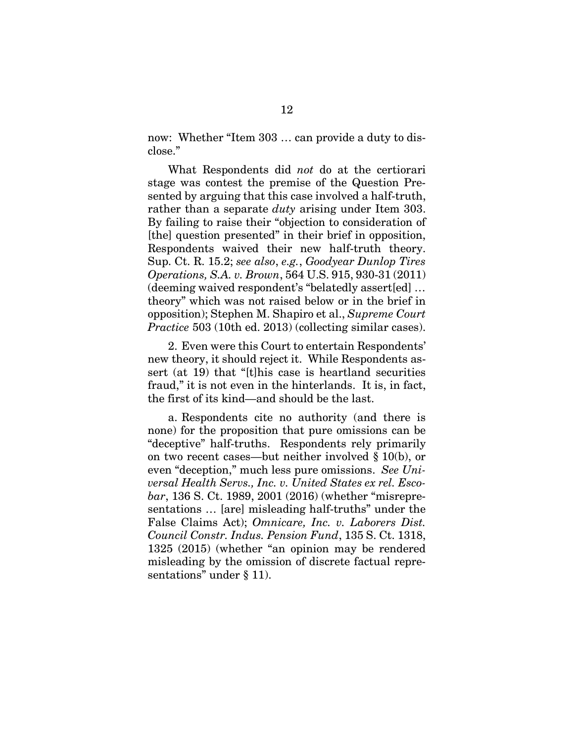now: Whether "Item 303 … can provide a duty to disclose."

What Respondents did *not* do at the certiorari stage was contest the premise of the Question Presented by arguing that this case involved a half-truth, rather than a separate *duty* arising under Item 303. By failing to raise their "objection to consideration of [the] question presented" in their brief in opposition, Respondents waived their new half-truth theory. Sup. Ct. R. 15.2; *see also*, *e.g.*, *Goodyear Dunlop Tires Operations, S.A. v. Brown*, 564 U.S. 915, 930-31 (2011) (deeming waived respondent's "belatedly assert[ed] … theory" which was not raised below or in the brief in opposition); Stephen M. Shapiro et al., *Supreme Court Practice* 503 (10th ed. 2013) (collecting similar cases).

2. Even were this Court to entertain Respondents' new theory, it should reject it. While Respondents assert (at 19) that "[t]his case is heartland securities fraud," it is not even in the hinterlands. It is, in fact, the first of its kind—and should be the last.

a. Respondents cite no authority (and there is none) for the proposition that pure omissions can be "deceptive" half-truths. Respondents rely primarily on two recent cases—but neither involved § 10(b), or even "deception," much less pure omissions. *See Universal Health Servs., Inc. v. United States ex rel. Escobar*, 136 S. Ct. 1989, 2001 (2016) (whether "misrepresentations … [are] misleading half-truths" under the False Claims Act); *Omnicare, Inc. v. Laborers Dist. Council Constr. Indus. Pension Fund*, 135 S. Ct. 1318, 1325 (2015) (whether "an opinion may be rendered misleading by the omission of discrete factual representations" under § 11).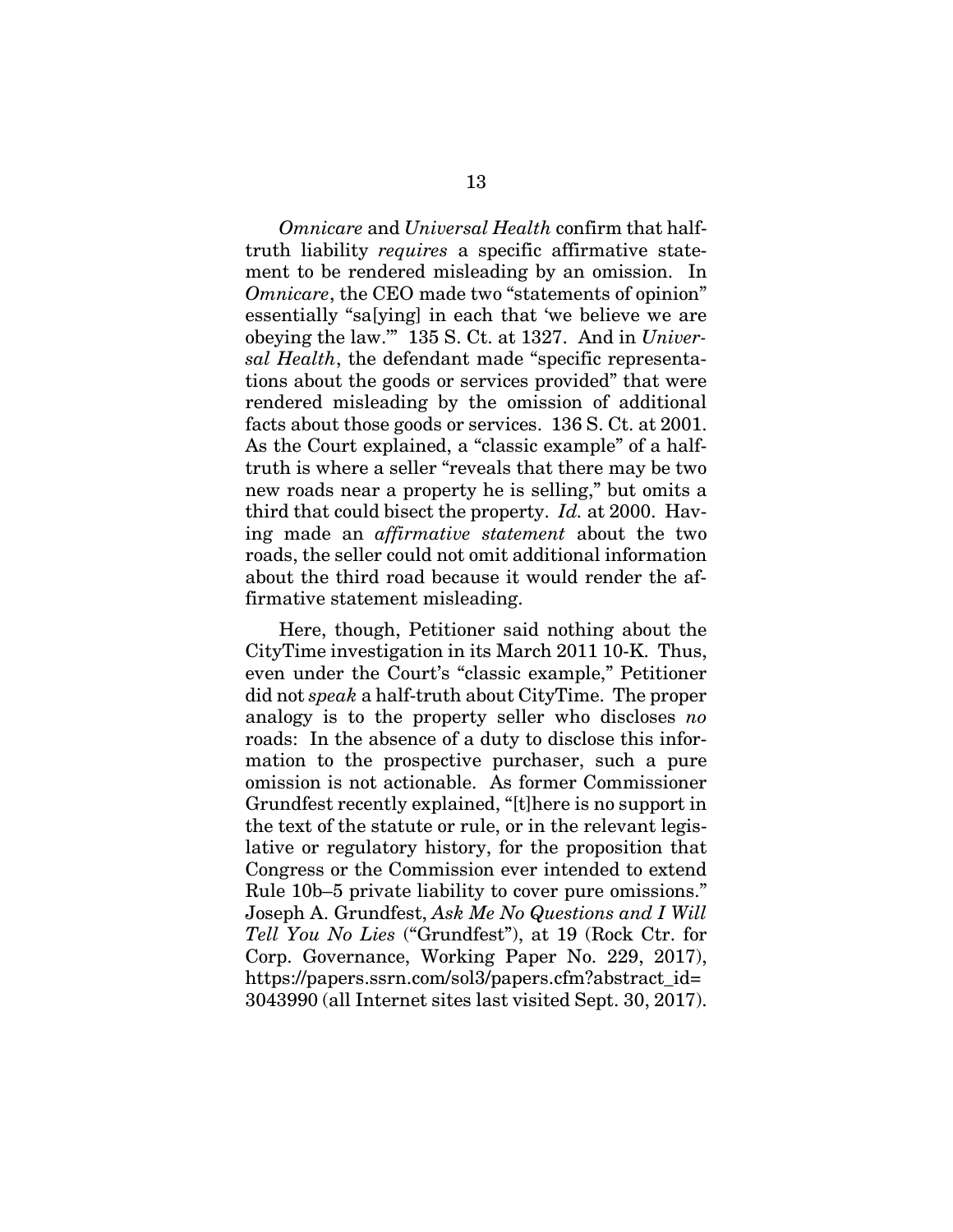*Omnicare* and *Universal Health* confirm that half-truth liability *requires* a specific affirmative statement to be rendered misleading by an omission. In *Omnicare*, the CEO made two "statements of opinion" essentially "sa[ying] in each that 'we believe we are obeying the law.'" 135 S. Ct. at 1327. And in *Universal Health*, the defendant made "specific representations about the goods or services provided" that were rendered misleading by the omission of additional facts about those goods or services. 136 S. Ct. at 2001. As the Court explained, a "classic example" of a half-truth is where a seller "reveals that there may be two new roads near a property he is selling," but omits a third that could bisect the property. *Id.* at 2000. Having made an *affirmative statement* about the two roads, the seller could not omit additional information about the third road because it would render the affirmative statement misleading.

Here, though, Petitioner said nothing about the CityTime investigation in its March 2011 10-K. Thus, even under the Court's "classic example," Petitioner did not *speak* a half-truth about CityTime. The proper analogy is to the property seller who discloses *no* roads: In the absence of a duty to disclose this information to the prospective purchaser, such a pure omission is not actionable. As former Commissioner Grundfest recently explained, "[t]here is no support in the text of the statute or rule, or in the relevant legislative or regulatory history, for the proposition that Congress or the Commission ever intended to extend Rule 10b–5 private liability to cover pure omissions." Joseph A. Grundfest, *Ask Me No Questions and I Will Tell You No Lies* ("Grundfest"), at 19 (Rock Ctr. for Corp. Governance, Working Paper No. 229, 2017), https://papers.ssrn.com/sol3/papers.cfm?abstract_id=3043990 (all Internet sites last visited Sept. 30, 2017).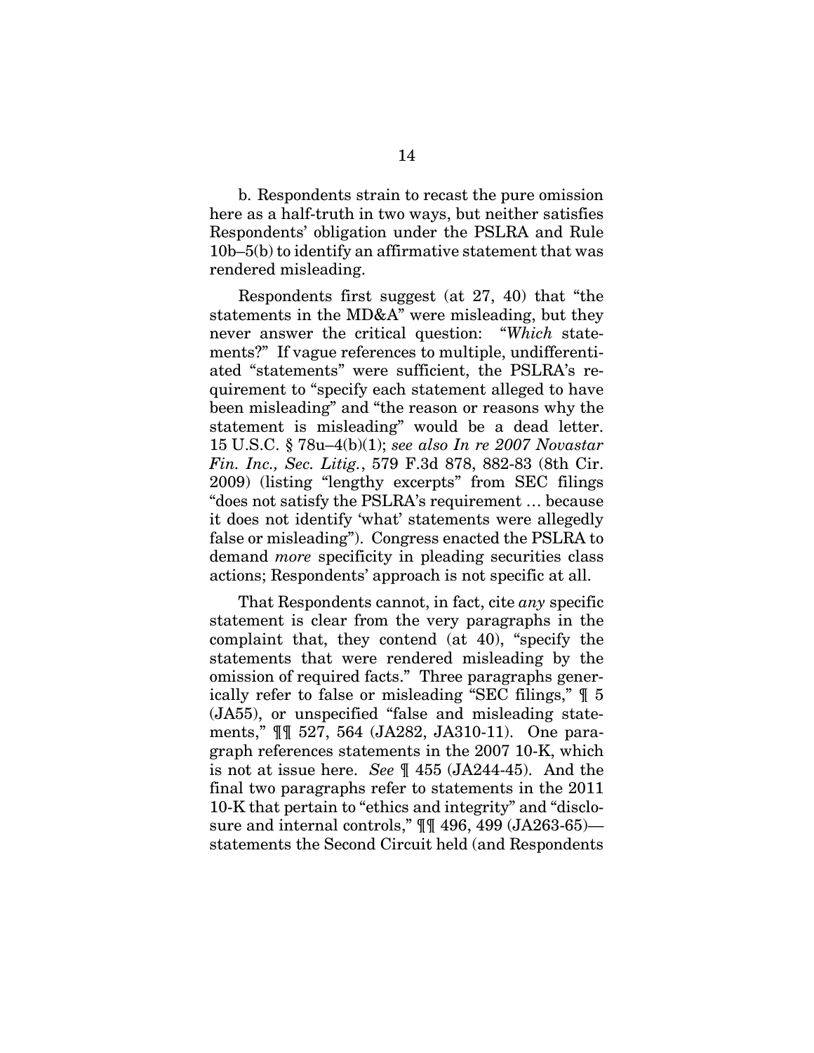b. Respondents strain to recast the pure omission here as a half-truth in two ways, but neither satisfies Respondents' obligation under the PSLRA and Rule 10b–5(b) to identify an affirmative statement that was rendered misleading.

Respondents first suggest (at 27, 40) that "the statements in the MD&A" were misleading, but they never answer the critical question: "*Which* statements?" If vague references to multiple, undifferentiated "statements" were sufficient, the PSLRA's requirement to "specify each statement alleged to have been misleading" and "the reason or reasons why the statement is misleading" would be a dead letter. 15 U.S.C. § 78u–4(b)(1); *see also In re 2007 Novastar Fin. Inc., Sec. Litig.*, 579 F.3d 878, 882-83 (8th Cir. 2009) (listing "lengthy excerpts" from SEC filings "does not satisfy the PSLRA's requirement … because it does not identify 'what' statements were allegedly false or misleading"). Congress enacted the PSLRA to demand *more* specificity in pleading securities class actions; Respondents' approach is not specific at all.

That Respondents cannot, in fact, cite *any* specific statement is clear from the very paragraphs in the complaint that, they contend (at 40), "specify the statements that were rendered misleading by the omission of required facts." Three paragraphs generically refer to false or misleading "SEC filings," ¶ 5 (JA55), or unspecified "false and misleading statements," ¶¶ 527, 564 (JA282, JA310-11). One paragraph references statements in the 2007 10-K, which is not at issue here. *See* ¶ 455 (JA244-45). And the final two paragraphs refer to statements in the 2011 10-K that pertain to "ethics and integrity" and "disclosure and internal controls," ¶¶ 496, 499 (JA263-65)—statements the Second Circuit held (and Respondents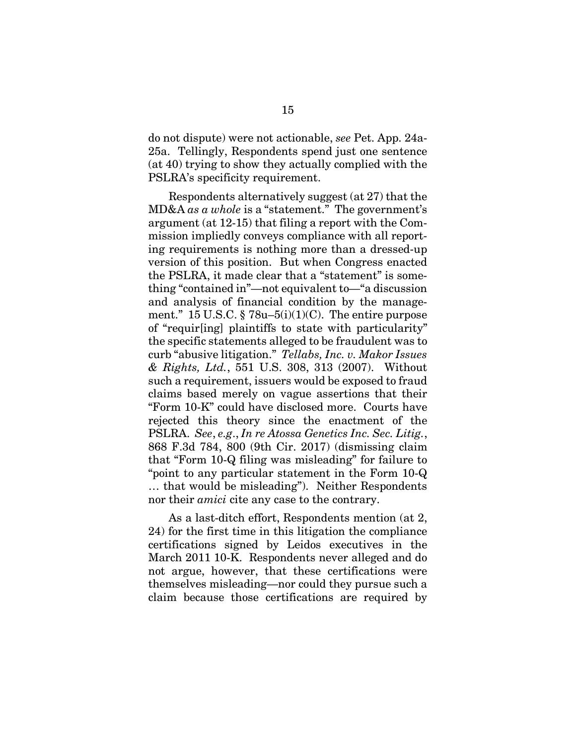do not dispute) were not actionable, *see* Pet. App. 24a-25a. Tellingly, Respondents spend just one sentence (at 40) trying to show they actually complied with the PSLRA's specificity requirement.

Respondents alternatively suggest (at 27) that the MD&A *as a whole* is a "statement." The government's argument (at 12-15) that filing a report with the Commission impliedly conveys compliance with all reporting requirements is nothing more than a dressed-up version of this position. But when Congress enacted the PSLRA, it made clear that a "statement" is something "contained in"—not equivalent to—"a discussion and analysis of financial condition by the management." 15 U.S.C. § 78u–5(i)(1)(C). The entire purpose of "requir[ing] plaintiffs to state with particularity" the specific statements alleged to be fraudulent was to curb "abusive litigation." *Tellabs, Inc. v. Makor Issues & Rights, Ltd.*, 551 U.S. 308, 313 (2007). Without such a requirement, issuers would be exposed to fraud claims based merely on vague assertions that their "Form 10-K" could have disclosed more. Courts have rejected this theory since the enactment of the PSLRA. *See*, *e.g.*, *In re Atossa Genetics Inc. Sec. Litig.*, 868 F.3d 784, 800 (9th Cir. 2017) (dismissing claim that "Form 10-Q filing was misleading" for failure to "point to any particular statement in the Form 10-Q … that would be misleading"). Neither Respondents nor their *amici* cite any case to the contrary.

As a last-ditch effort, Respondents mention (at 2, 24) for the first time in this litigation the compliance certifications signed by Leidos executives in the March 2011 10-K. Respondents never alleged and do not argue, however, that these certifications were themselves misleading—nor could they pursue such a claim because those certifications are required by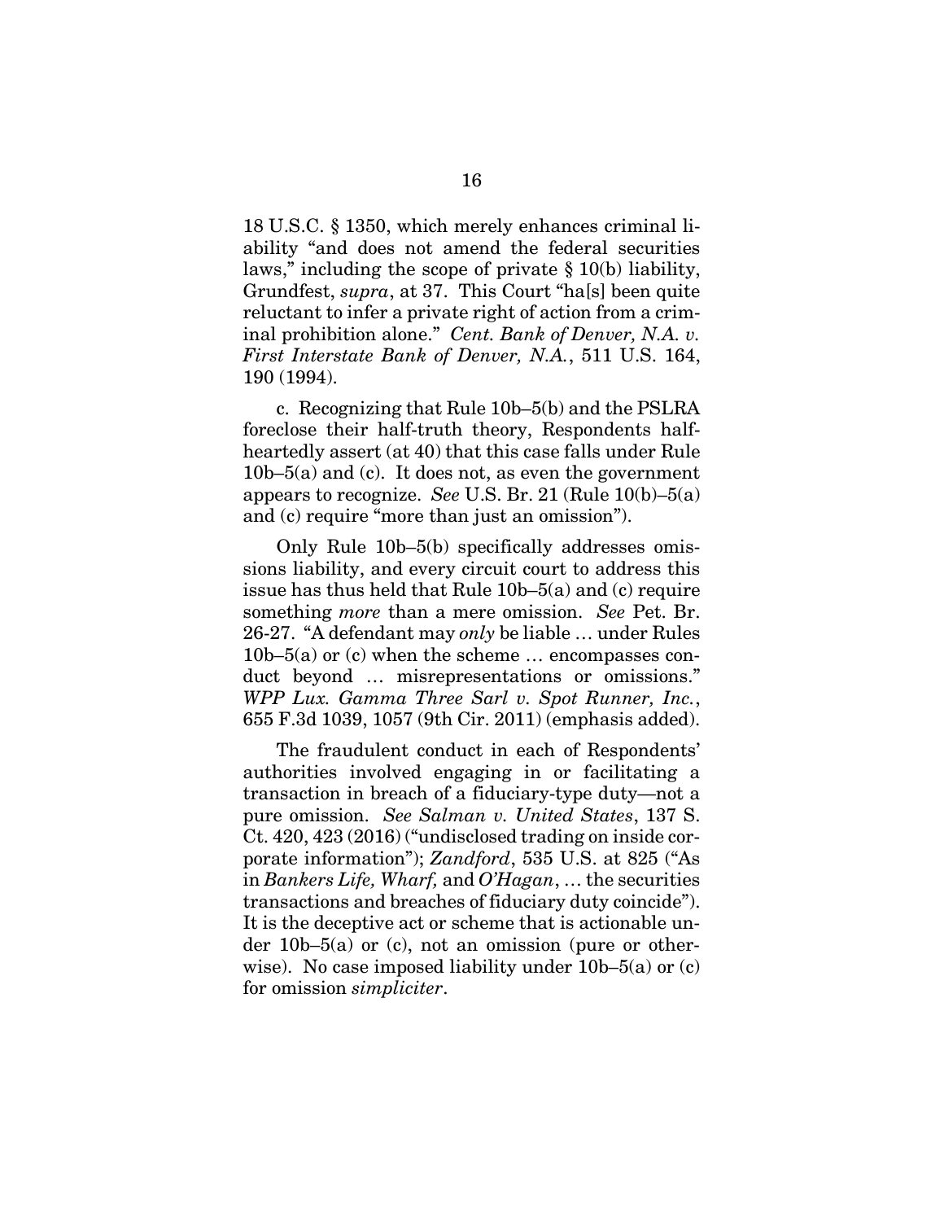18 U.S.C. § 1350, which merely enhances criminal liability "and does not amend the federal securities laws," including the scope of private § 10(b) liability, Grundfest, *supra*, at 37. This Court "ha[s] been quite reluctant to infer a private right of action from a criminal prohibition alone." *Cent. Bank of Denver, N.A. v. First Interstate Bank of Denver, N.A.*, 511 U.S. 164, 190 (1994).

c. Recognizing that Rule 10b–5(b) and the PSLRA foreclose their half-truth theory, Respondents half-heartedly assert (at 40) that this case falls under Rule 10b–5(a) and (c). It does not, as even the government appears to recognize. *See* U.S. Br. 21 (Rule 10(b)–5(a) and (c) require "more than just an omission").

Only Rule 10b–5(b) specifically addresses omissions liability, and every circuit court to address this issue has thus held that Rule 10b–5(a) and (c) require something *more* than a mere omission. *See* Pet. Br. 26-27. "A defendant may *only* be liable … under Rules 10b–5(a) or (c) when the scheme … encompasses conduct beyond … misrepresentations or omissions." *WPP Lux. Gamma Three Sarl v. Spot Runner, Inc.*, 655 F.3d 1039, 1057 (9th Cir. 2011) (emphasis added).

The fraudulent conduct in each of Respondents' authorities involved engaging in or facilitating a transaction in breach of a fiduciary-type duty—not a pure omission. *See Salman v. United States*, 137 S. Ct. 420, 423 (2016) ("undisclosed trading on inside corporate information"); *Zandford*, 535 U.S. at 825 ("As in *Bankers Life, Wharf,* and *O'Hagan*, … the securities transactions and breaches of fiduciary duty coincide"). It is the deceptive act or scheme that is actionable under 10b–5(a) or (c), not an omission (pure or otherwise). No case imposed liability under 10b–5(a) or (c) for omission *simpliciter*.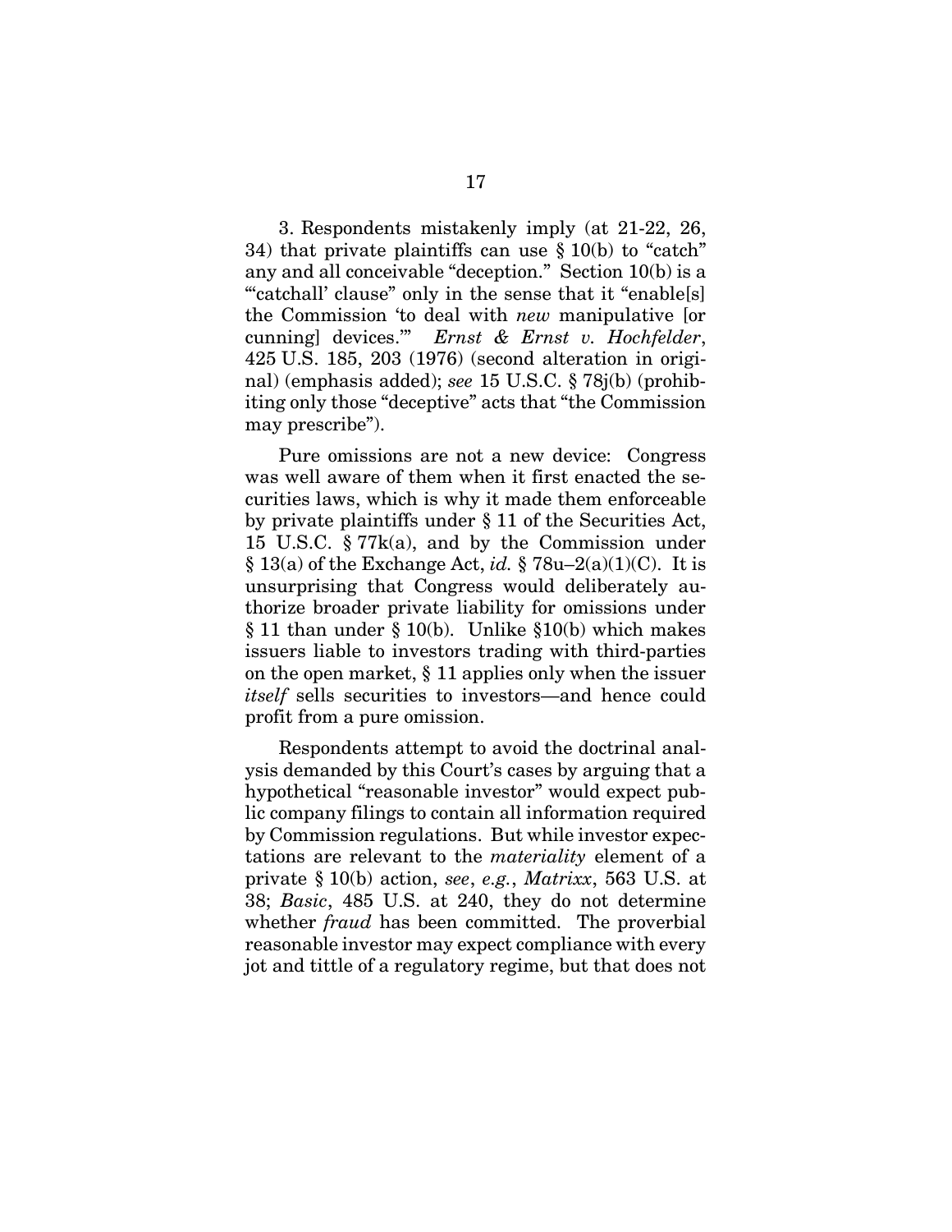3. Respondents mistakenly imply (at 21-22, 26, 34) that private plaintiffs can use § 10(b) to "catch" any and all conceivable "deception." Section 10(b) is a "'catchall' clause" only in the sense that it "enable[s] the Commission 'to deal with *new* manipulative [or cunning] devices.'" *Ernst & Ernst v. Hochfelder*, 425 U.S. 185, 203 (1976) (second alteration in original) (emphasis added); *see* 15 U.S.C. § 78j(b) (prohibiting only those "deceptive" acts that "the Commission may prescribe").

Pure omissions are not a new device: Congress was well aware of them when it first enacted the securities laws, which is why it made them enforceable by private plaintiffs under § 11 of the Securities Act, 15 U.S.C. § 77k(a), and by the Commission under § 13(a) of the Exchange Act, *id.* § 78u–2(a)(1)(C). It is unsurprising that Congress would deliberately authorize broader private liability for omissions under § 11 than under § 10(b). Unlike §10(b) which makes issuers liable to investors trading with third-parties on the open market, § 11 applies only when the issuer *itself* sells securities to investors—and hence could profit from a pure omission.

Respondents attempt to avoid the doctrinal analysis demanded by this Court's cases by arguing that a hypothetical "reasonable investor" would expect public company filings to contain all information required by Commission regulations. But while investor expectations are relevant to the *materiality* element of a private § 10(b) action, *see*, *e.g.*, *Matrixx*, 563 U.S. at 38; *Basic*, 485 U.S. at 240, they do not determine whether *fraud* has been committed. The proverbial reasonable investor may expect compliance with every jot and tittle of a regulatory regime, but that does not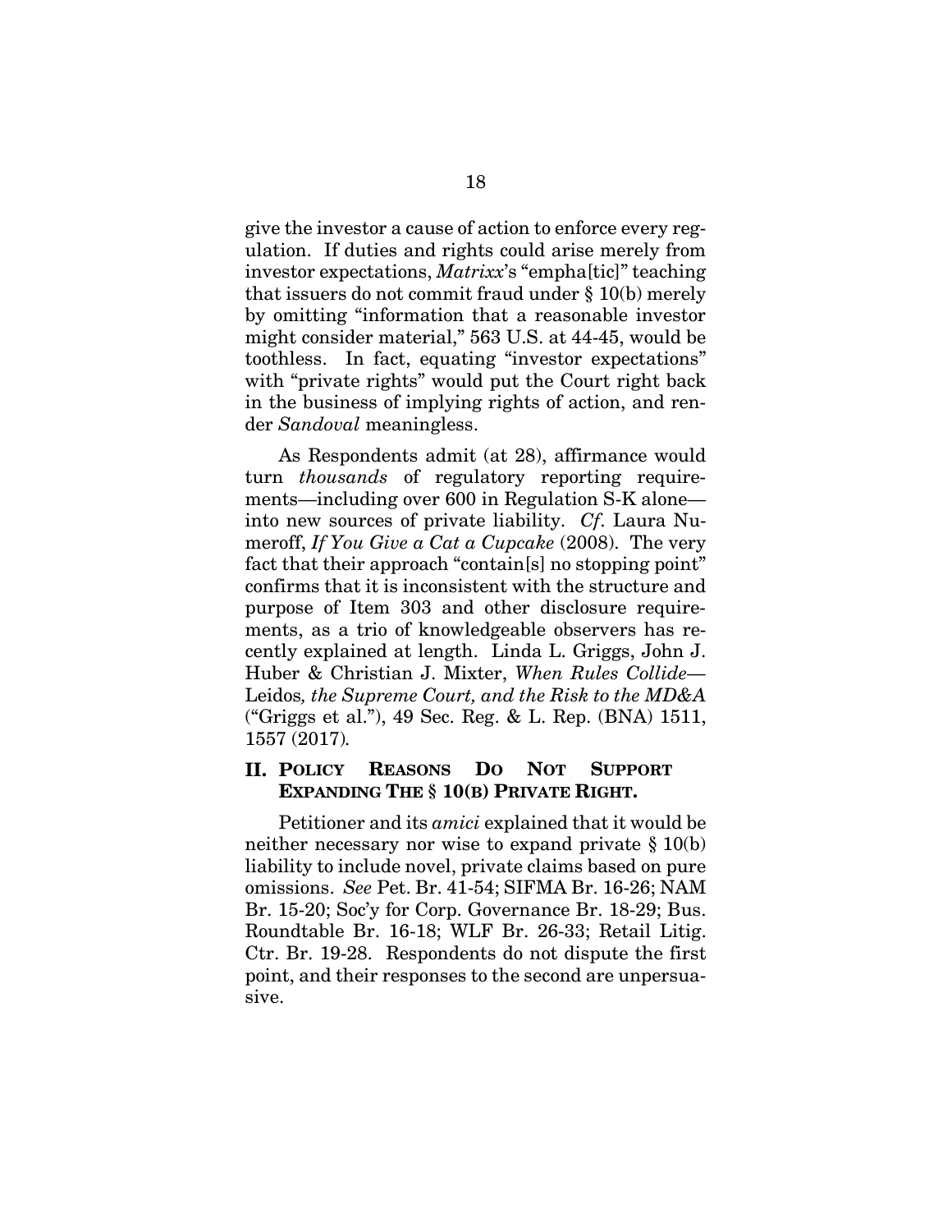give the investor a cause of action to enforce every regulation. If duties and rights could arise merely from investor expectations, *Matrixx*'s "empha[tic]" teaching that issuers do not commit fraud under § 10(b) merely by omitting "information that a reasonable investor might consider material," 563 U.S. at 44-45, would be toothless. In fact, equating "investor expectations" with "private rights" would put the Court right back in the business of implying rights of action, and render *Sandoval* meaningless.

As Respondents admit (at 28), affirmance would turn *thousands* of regulatory reporting requirements—including over 600 in Regulation S-K alone—into new sources of private liability. *Cf*. Laura Numeroff, *If You Give a Cat a Cupcake* (2008). The very fact that their approach "contain[s] no stopping point" confirms that it is inconsistent with the structure and purpose of Item 303 and other disclosure requirements, as a trio of knowledgeable observers has recently explained at length. Linda L. Griggs, John J. Huber & Christian J. Mixter, *When Rules Collide—* Leidos*, the Supreme Court, and the Risk to the MD&A* ("Griggs et al."), 49 Sec. Reg. & L. Rep. (BNA) 1511, 1557 (2017).

## II. POLICY REASONS DO NOT SUPPORT EXPANDING THE § 10(B) PRIVATE RIGHT.

Petitioner and its *amici* explained that it would be neither necessary nor wise to expand private § 10(b) liability to include novel, private claims based on pure omissions. *See* Pet. Br. 41-54; SIFMA Br. 16-26; NAM Br. 15-20; Soc'y for Corp. Governance Br. 18-29; Bus. Roundtable Br. 16-18; WLF Br. 26-33; Retail Litig. Ctr. Br. 19-28. Respondents do not dispute the first point, and their responses to the second are unpersuasive.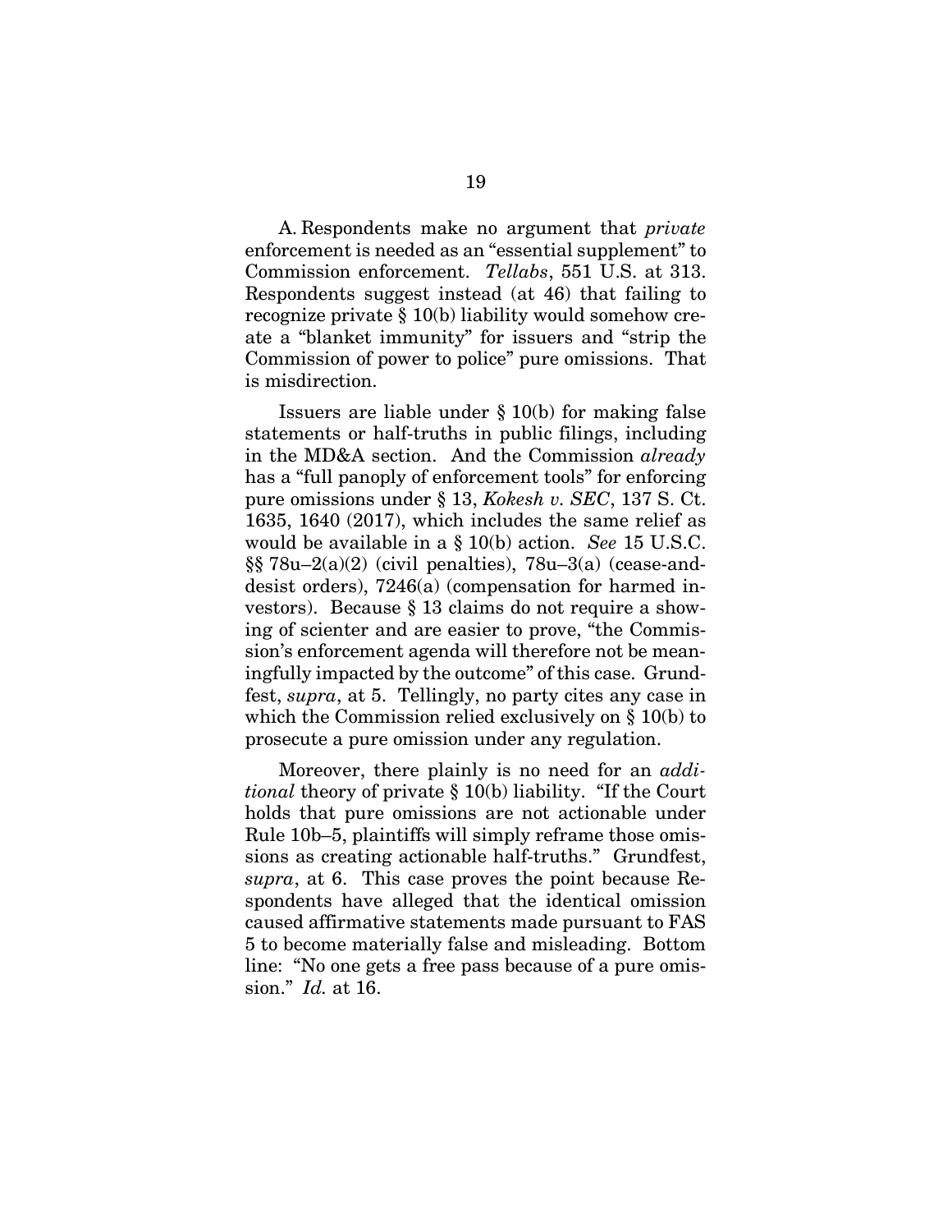A. Respondents make no argument that *private* enforcement is needed as an "essential supplement" to Commission enforcement. *Tellabs*, 551 U.S. at 313. Respondents suggest instead (at 46) that failing to recognize private § 10(b) liability would somehow create a "blanket immunity" for issuers and "strip the Commission of power to police" pure omissions. That is misdirection.

Issuers are liable under § 10(b) for making false statements or half-truths in public filings, including in the MD&A section. And the Commission *already* has a "full panoply of enforcement tools" for enforcing pure omissions under § 13, *Kokesh v. SEC*, 137 S. Ct. 1635, 1640 (2017), which includes the same relief as would be available in a § 10(b) action. *See* 15 U.S.C. §§ 78u–2(a)(2) (civil penalties), 78u–3(a) (cease-and-desist orders), 7246(a) (compensation for harmed investors). Because § 13 claims do not require a showing of scienter and are easier to prove, "the Commission's enforcement agenda will therefore not be meaningfully impacted by the outcome" of this case. Grundfest, *supra*, at 5. Tellingly, no party cites any case in which the Commission relied exclusively on § 10(b) to prosecute a pure omission under any regulation.

Moreover, there plainly is no need for an *additional* theory of private § 10(b) liability. "If the Court holds that pure omissions are not actionable under Rule 10b–5, plaintiffs will simply reframe those omissions as creating actionable half-truths." Grundfest, *supra*, at 6. This case proves the point because Respondents have alleged that the identical omission caused affirmative statements made pursuant to FAS 5 to become materially false and misleading. Bottom line: "No one gets a free pass because of a pure omission." *Id.* at 16.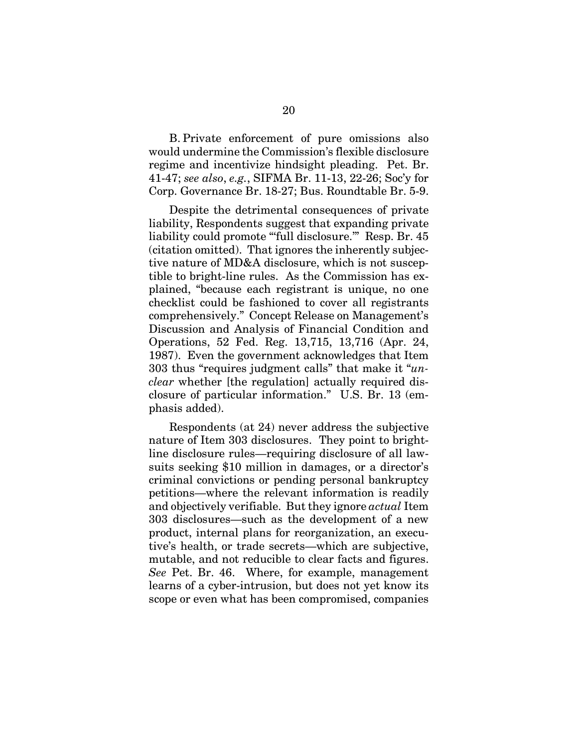B. Private enforcement of pure omissions also would undermine the Commission's flexible disclosure regime and incentivize hindsight pleading. Pet. Br. 41-47; *see also*, *e.g.*, SIFMA Br. 11-13, 22-26; Soc'y for Corp. Governance Br. 18-27; Bus. Roundtable Br. 5-9.

Despite the detrimental consequences of private liability, Respondents suggest that expanding private liability could promote "'full disclosure.'" Resp. Br. 45 (citation omitted). That ignores the inherently subjective nature of MD&A disclosure, which is not susceptible to bright-line rules. As the Commission has explained, "because each registrant is unique, no one checklist could be fashioned to cover all registrants comprehensively." Concept Release on Management's Discussion and Analysis of Financial Condition and Operations, 52 Fed. Reg. 13,715, 13,716 (Apr. 24, 1987). Even the government acknowledges that Item 303 thus "requires judgment calls" that make it "*unclear* whether [the regulation] actually required disclosure of particular information." U.S. Br. 13 (emphasis added).

Respondents (at 24) never address the subjective nature of Item 303 disclosures. They point to bright-line disclosure rules—requiring disclosure of all lawsuits seeking $10 million in damages, or a director's criminal convictions or pending personal bankruptcy petitions—where the relevant information is readily and objectively verifiable. But they ignore *actual* Item 303 disclosures—such as the development of a new product, internal plans for reorganization, an executive's health, or trade secrets—which are subjective, mutable, and not reducible to clear facts and figures. *See* Pet. Br. 46. Where, for example, management learns of a cyber-intrusion, but does not yet know its scope or even what has been compromised, companies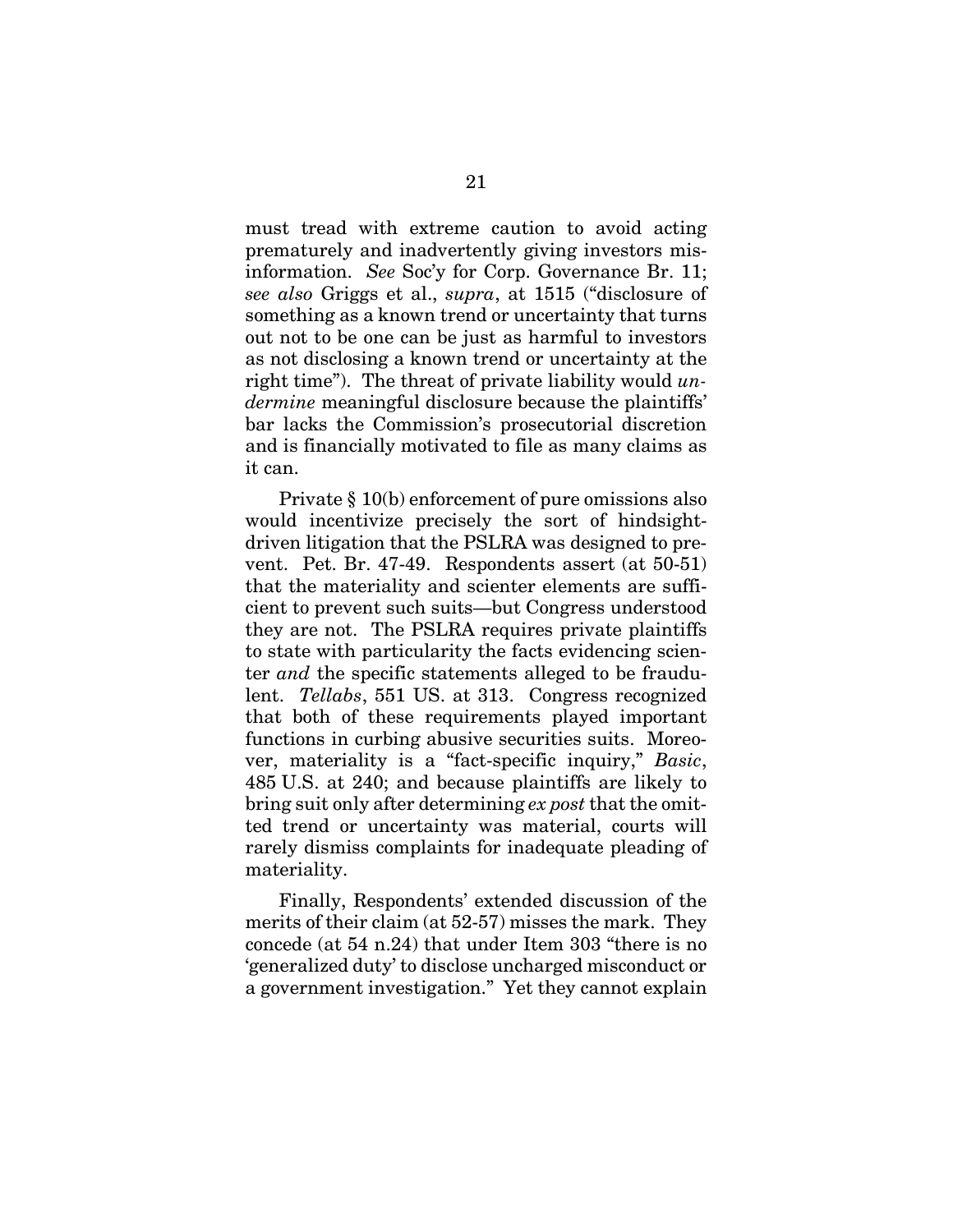must tread with extreme caution to avoid acting prematurely and inadvertently giving investors misinformation. *See* Soc'y for Corp. Governance Br. 11; *see also* Griggs et al., *supra*, at 1515 ("disclosure of something as a known trend or uncertainty that turns out not to be one can be just as harmful to investors as not disclosing a known trend or uncertainty at the right time"). The threat of private liability would *undermine* meaningful disclosure because the plaintiffs' bar lacks the Commission's prosecutorial discretion and is financially motivated to file as many claims as it can.

Private § 10(b) enforcement of pure omissions also would incentivize precisely the sort of hindsight-driven litigation that the PSLRA was designed to prevent. Pet. Br. 47-49. Respondents assert (at 50-51) that the materiality and scienter elements are sufficient to prevent such suits—but Congress understood they are not. The PSLRA requires private plaintiffs to state with particularity the facts evidencing scienter *and* the specific statements alleged to be fraudulent. *Tellabs*, 551 US. at 313. Congress recognized that both of these requirements played important functions in curbing abusive securities suits. Moreover, materiality is a "fact-specific inquiry," *Basic*, 485 U.S. at 240; and because plaintiffs are likely to bring suit only after determining *ex post* that the omitted trend or uncertainty was material, courts will rarely dismiss complaints for inadequate pleading of materiality.

Finally, Respondents' extended discussion of the merits of their claim (at 52-57) misses the mark. They concede (at 54 n.24) that under Item 303 "there is no 'generalized duty' to disclose uncharged misconduct or a government investigation." Yet they cannot explain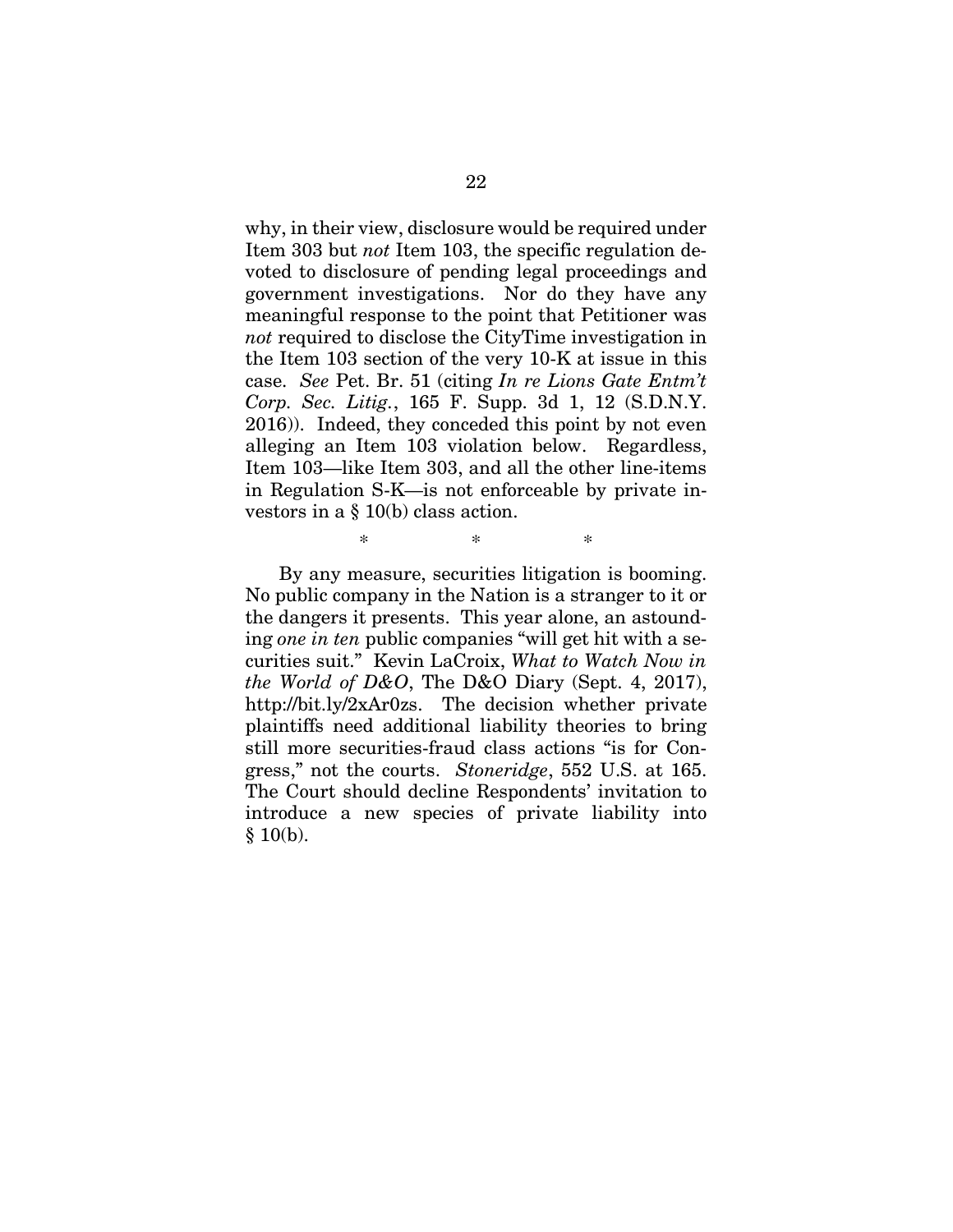why, in their view, disclosure would be required under Item 303 but *not* Item 103, the specific regulation devoted to disclosure of pending legal proceedings and government investigations. Nor do they have any meaningful response to the point that Petitioner was *not* required to disclose the CityTime investigation in the Item 103 section of the very 10-K at issue in this case. *See* Pet. Br. 51 (citing *In re Lions Gate Entm't Corp. Sec. Litig.*, 165 F. Supp. 3d 1, 12 (S.D.N.Y. 2016)). Indeed, they conceded this point by not even alleging an Item 103 violation below. Regardless, Item 103—like Item 303, and all the other line-items in Regulation S-K—is not enforceable by private investors in a § 10(b) class action.

\* \* \*

By any measure, securities litigation is booming. No public company in the Nation is a stranger to it or the dangers it presents. This year alone, an astounding *one in ten* public companies "will get hit with a securities suit." Kevin LaCroix, *What to Watch Now in the World of D&O*, The D&O Diary (Sept. 4, 2017), http://bit.ly/2xAr0zs. The decision whether private plaintiffs need additional liability theories to bring still more securities-fraud class actions "is for Congress," not the courts. *Stoneridge*, 552 U.S. at 165. The Court should decline Respondents' invitation to introduce a new species of private liability into § 10(b).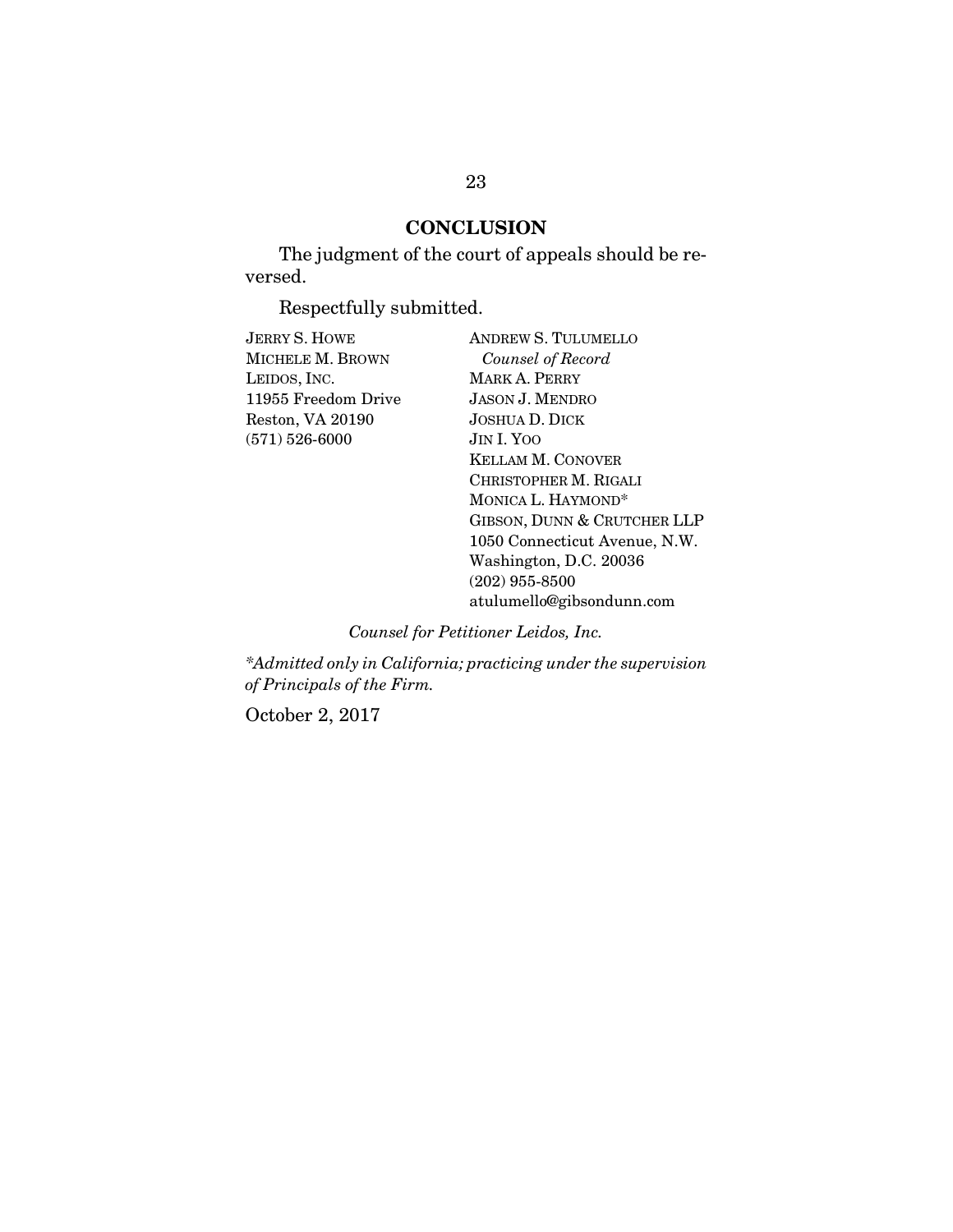## CONCLUSION

The judgment of the court of appeals should be reversed.

Respectfully submitted.

JERRY S. HOWE
MICHELE M. BROWN
LEIDOS, INC.
11955 Freedom Drive
Reston, VA 20190
(571) 526-6000

ANDREW S. TULUMELLO
*Counsel of Record*
MARK A. PERRY
JASON J. MENDRO
JOSHUA D. DICK
JIN I. YOO
KELLAM M. CONOVER
CHRISTOPHER M. RIGALI
MONICA L. HAYMOND*
GIBSON, DUNN & CRUTCHER LLP
1050 Connecticut Avenue, N.W.
Washington, D.C. 20036
(202) 955-8500
atulumello@gibsondunn.com

*Counsel for Petitioner Leidos, Inc.*

*\*Admitted only in California; practicing under the supervision of Principals of the Firm.*

October 2, 2017